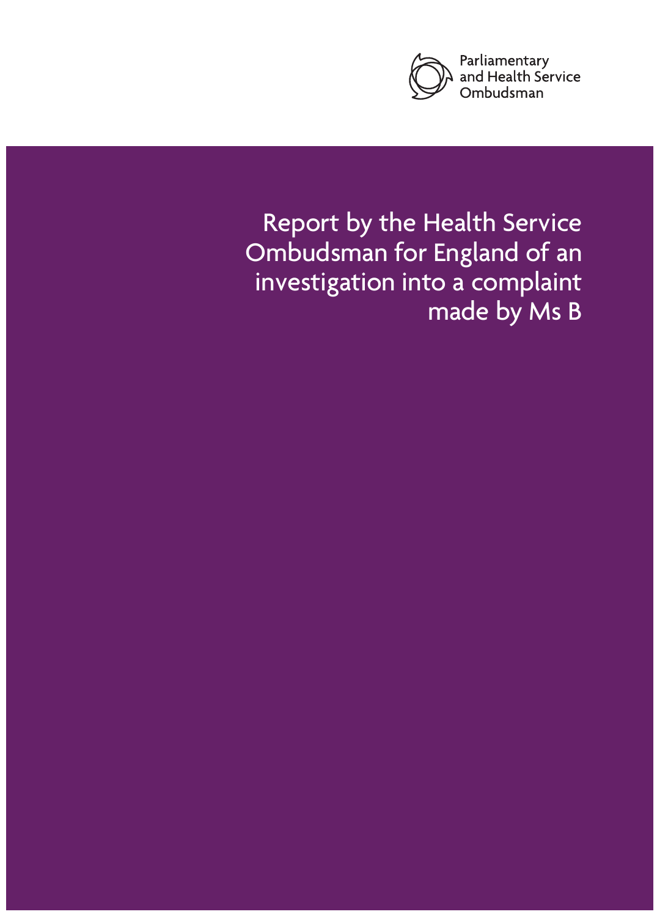Parliamentary and Health Service Ombudsman

# Report by the Health Service Ombudsman for England of an investigation into a complaint made by Ms B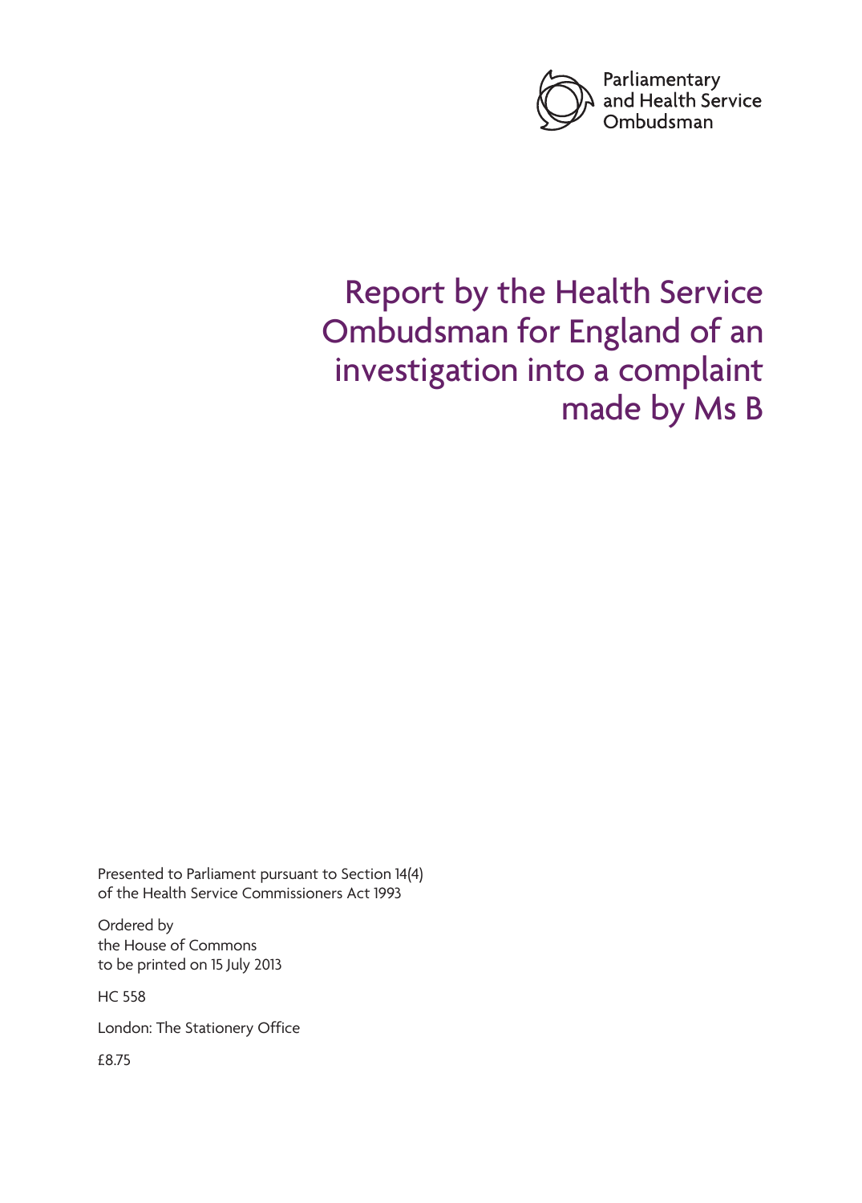Parliamentary and Health Service Ombudsman

# Report by the Health Service Ombudsman for England of an investigation into a complaint made by Ms B

Presented to Parliament pursuant to Section 14(4) of the Health Service Commissioners Act 1993

Ordered by
the House of Commons
to be printed on 15 July 2013

HC 558

London: The Stationery Office

£8.75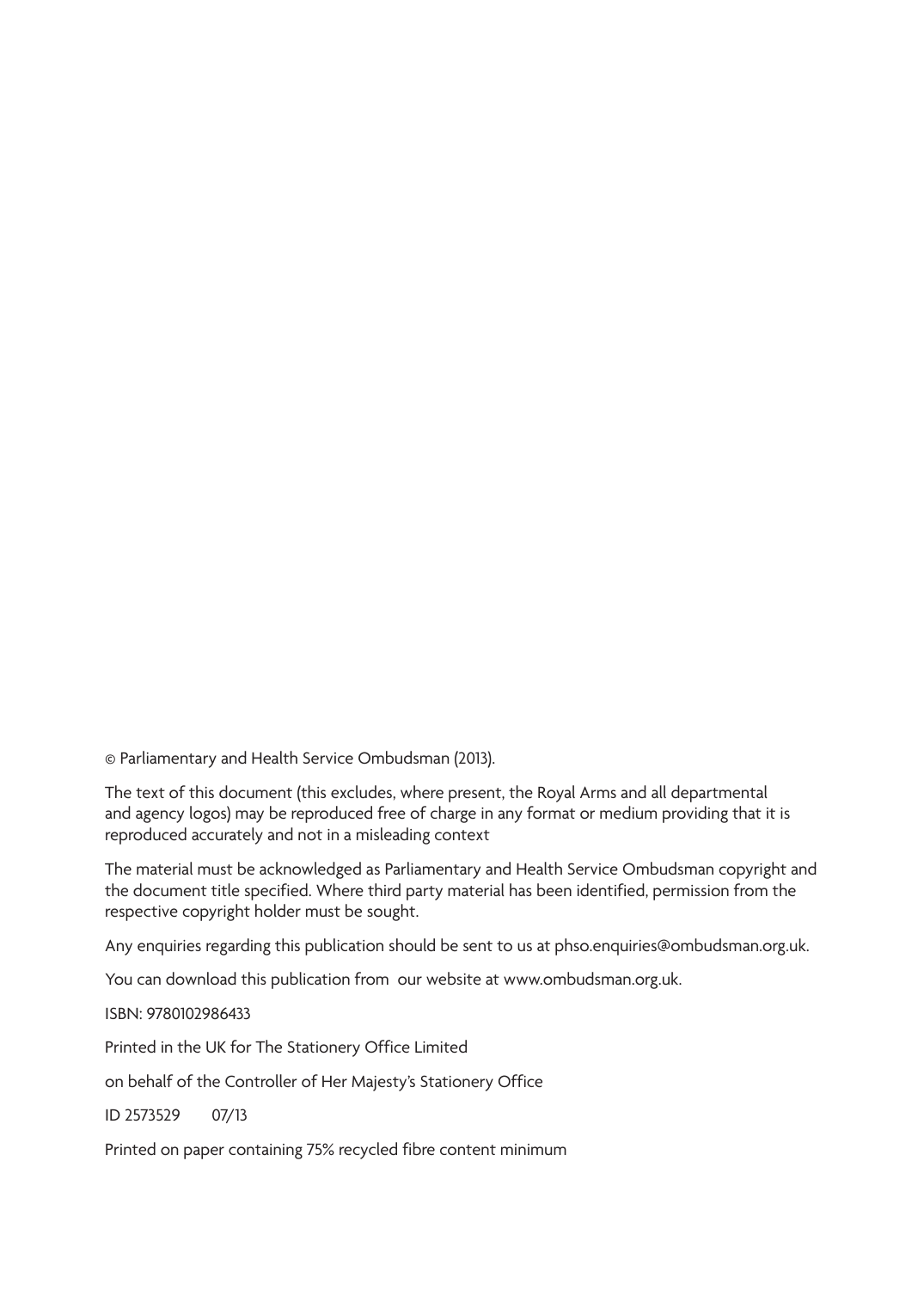© Parliamentary and Health Service Ombudsman (2013).

The text of this document (this excludes, where present, the Royal Arms and all departmental and agency logos) may be reproduced free of charge in any format or medium providing that it is reproduced accurately and not in a misleading context

The material must be acknowledged as Parliamentary and Health Service Ombudsman copyright and the document title specified. Where third party material has been identified, permission from the respective copyright holder must be sought.

Any enquiries regarding this publication should be sent to us at phso.enquiries@ombudsman.org.uk.

You can download this publication from our website at www.ombudsman.org.uk.

ISBN: 9780102986433

Printed in the UK for The Stationery Office Limited

on behalf of the Controller of Her Majesty's Stationery Office

ID 2573529 07/13

Printed on paper containing 75% recycled fibre content minimum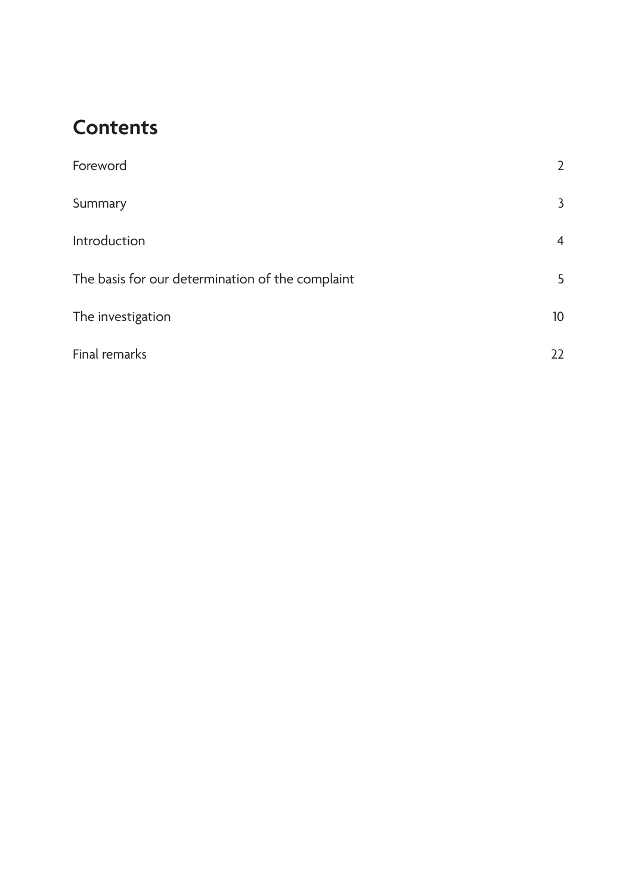## Contents

| | |
|---|---|
| Foreword | 2 |
| Summary | 3 |
| Introduction | 4 |
| The basis for our determination of the complaint | 5 |
| The investigation | 10 |
| Final remarks | 22 |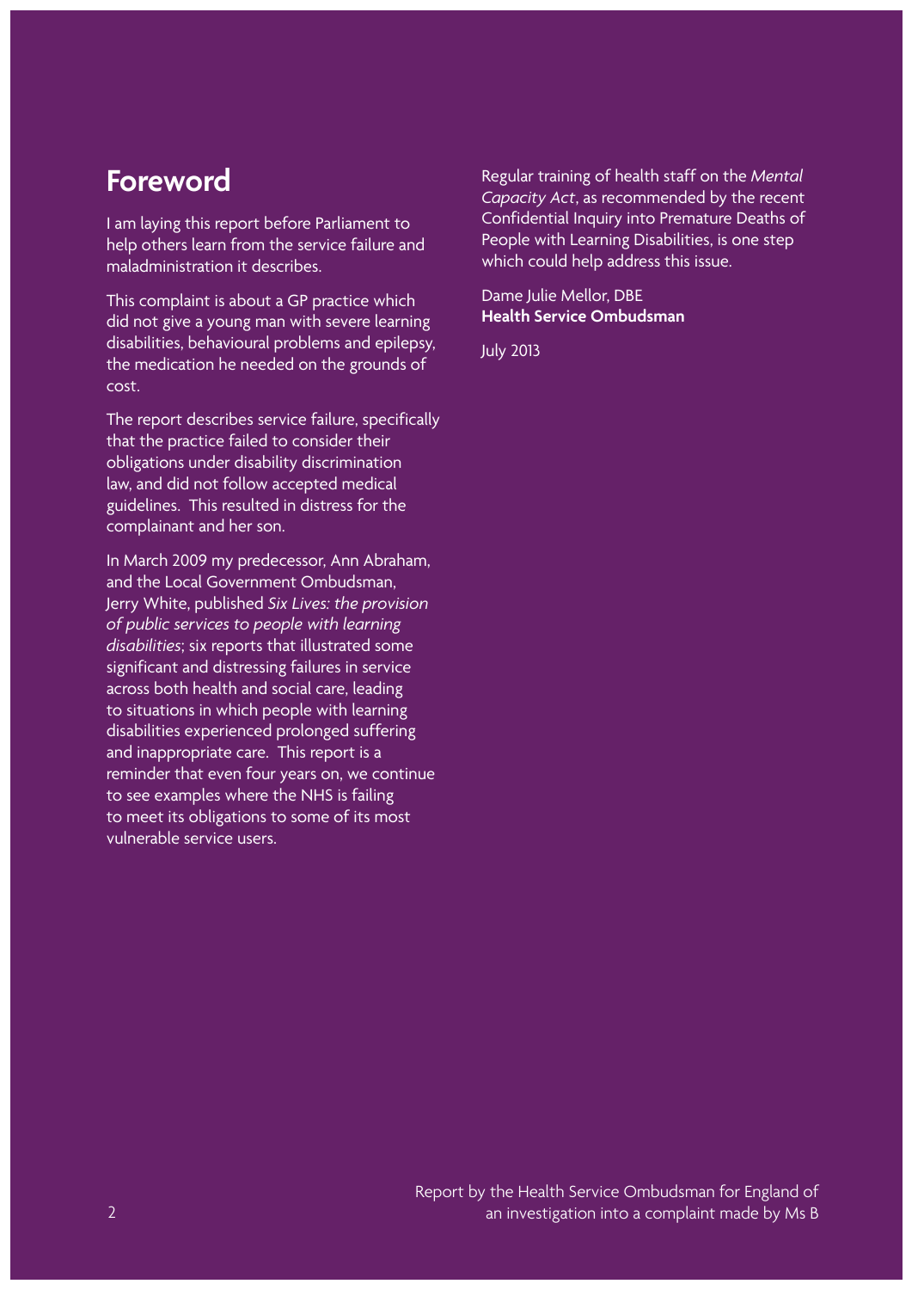## Foreword

I am laying this report before Parliament to help others learn from the service failure and maladministration it describes.

This complaint is about a GP practice which did not give a young man with severe learning disabilities, behavioural problems and epilepsy, the medication he needed on the grounds of cost.

The report describes service failure, specifically that the practice failed to consider their obligations under disability discrimination law, and did not follow accepted medical guidelines. This resulted in distress for the complainant and her son.

In March 2009 my predecessor, Ann Abraham, and the Local Government Ombudsman, Jerry White, published *Six Lives: the provision of public services to people with learning disabilities*; six reports that illustrated some significant and distressing failures in service across both health and social care, leading to situations in which people with learning disabilities experienced prolonged suffering and inappropriate care. This report is a reminder that even four years on, we continue to see examples where the NHS is failing to meet its obligations to some of its most vulnerable service users.

Regular training of health staff on the *Mental Capacity Act*, as recommended by the recent Confidential Inquiry into Premature Deaths of People with Learning Disabilities, is one step which could help address this issue.

Dame Julie Mellor, DBE
**Health Service Ombudsman**

July 2013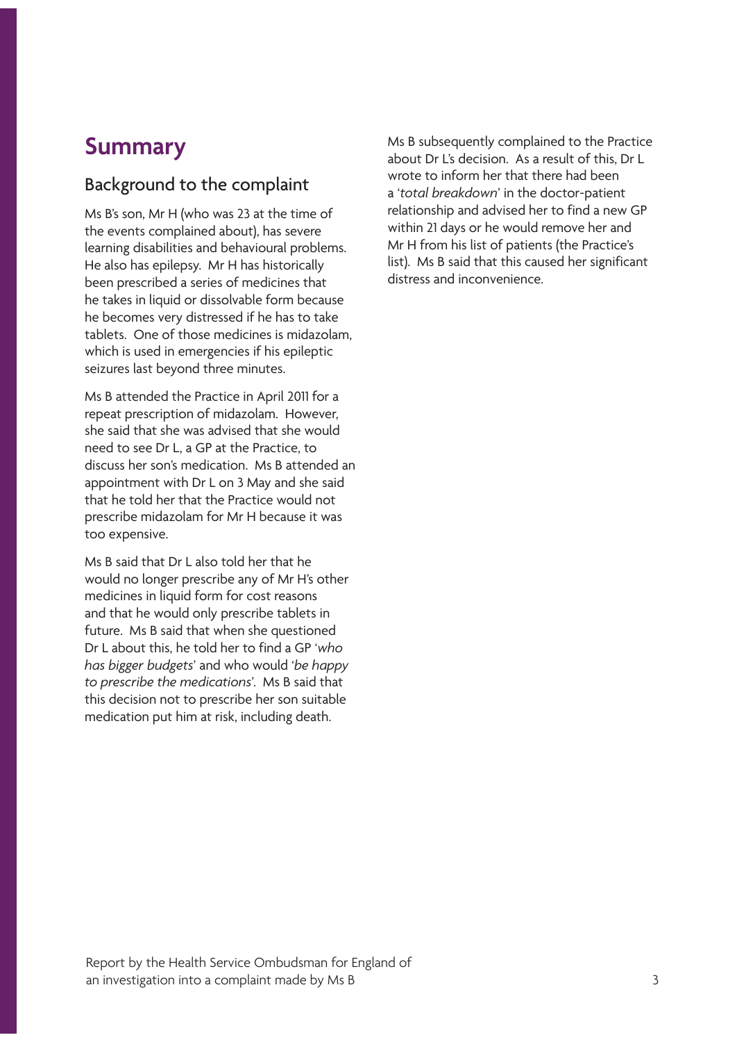## Summary

### Background to the complaint

Ms B's son, Mr H (who was 23 at the time of the events complained about), has severe learning disabilities and behavioural problems. He also has epilepsy. Mr H has historically been prescribed a series of medicines that he takes in liquid or dissolvable form because he becomes very distressed if he has to take tablets. One of those medicines is midazolam, which is used in emergencies if his epileptic seizures last beyond three minutes.

Ms B attended the Practice in April 2011 for a repeat prescription of midazolam. However, she said that she was advised that she would need to see Dr L, a GP at the Practice, to discuss her son's medication. Ms B attended an appointment with Dr L on 3 May and she said that he told her that the Practice would not prescribe midazolam for Mr H because it was too expensive.

Ms B said that Dr L also told her that he would no longer prescribe any of Mr H's other medicines in liquid form for cost reasons and that he would only prescribe tablets in future. Ms B said that when she questioned Dr L about this, he told her to find a GP '*who has bigger budgets*' and who would '*be happy to prescribe the medications*'. Ms B said that this decision not to prescribe her son suitable medication put him at risk, including death.

Ms B subsequently complained to the Practice about Dr L's decision. As a result of this, Dr L wrote to inform her that there had been a '*total breakdown*' in the doctor-patient relationship and advised her to find a new GP within 21 days or he would remove her and Mr H from his list of patients (the Practice's list). Ms B said that this caused her significant distress and inconvenience.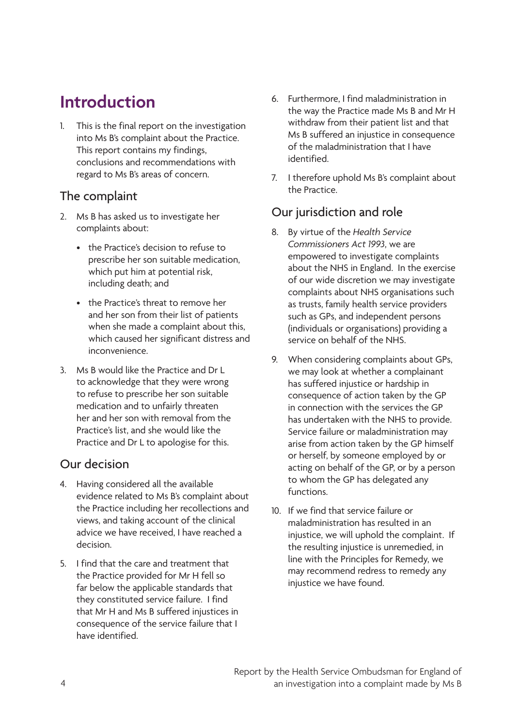# Introduction

1. This is the final report on the investigation into Ms B's complaint about the Practice. This report contains my findings, conclusions and recommendations with regard to Ms B's areas of concern.

## The complaint

2. Ms B has asked us to investigate her complaints about:

   - the Practice's decision to refuse to prescribe her son suitable medication, which put him at potential risk, including death; and

   - the Practice's threat to remove her and her son from their list of patients when she made a complaint about this, which caused her significant distress and inconvenience.

3. Ms B would like the Practice and Dr L to acknowledge that they were wrong to refuse to prescribe her son suitable medication and to unfairly threaten her and her son with removal from the Practice's list, and she would like the Practice and Dr L to apologise for this.

## Our decision

4. Having considered all the available evidence related to Ms B's complaint about the Practice including her recollections and views, and taking account of the clinical advice we have received, I have reached a decision.

5. I find that the care and treatment that the Practice provided for Mr H fell so far below the applicable standards that they constituted service failure. I find that Mr H and Ms B suffered injustices in consequence of the service failure that I have identified.

6. Furthermore, I find maladministration in the way the Practice made Ms B and Mr H withdraw from their patient list and that Ms B suffered an injustice in consequence of the maladministration that I have identified.

7. I therefore uphold Ms B's complaint about the Practice.

## Our jurisdiction and role

8. By virtue of the *Health Service Commissioners Act 1993*, we are empowered to investigate complaints about the NHS in England. In the exercise of our wide discretion we may investigate complaints about NHS organisations such as trusts, family health service providers such as GPs, and independent persons (individuals or organisations) providing a service on behalf of the NHS.

9. When considering complaints about GPs, we may look at whether a complainant has suffered injustice or hardship in consequence of action taken by the GP in connection with the services the GP has undertaken with the NHS to provide. Service failure or maladministration may arise from action taken by the GP himself or herself, by someone employed by or acting on behalf of the GP, or by a person to whom the GP has delegated any functions.

10. If we find that service failure or maladministration has resulted in an injustice, we will uphold the complaint. If the resulting injustice is unremedied, in line with the Principles for Remedy, we may recommend redress to remedy any injustice we have found.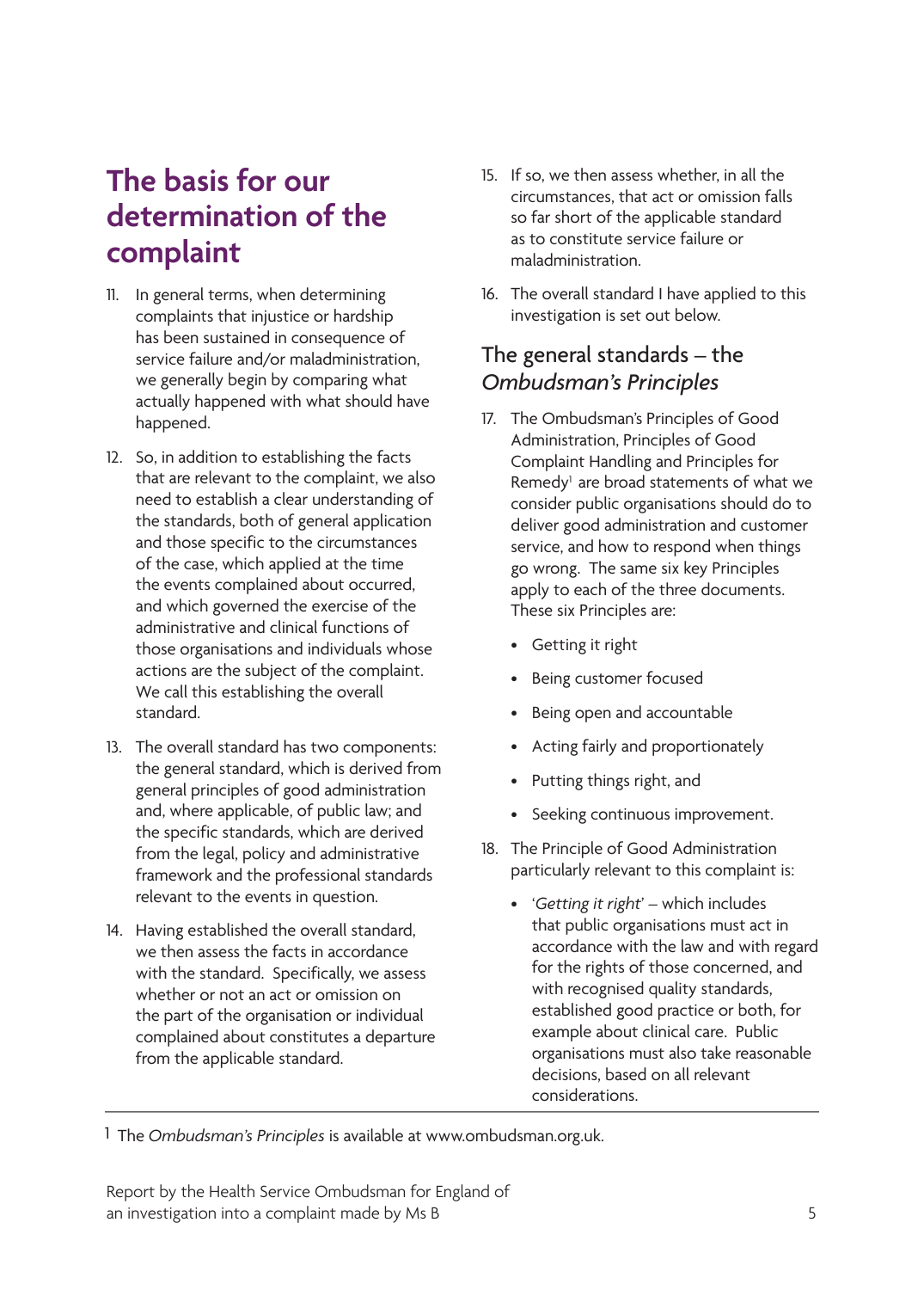## The basis for our determination of the complaint

11. In general terms, when determining complaints that injustice or hardship has been sustained in consequence of service failure and/or maladministration, we generally begin by comparing what actually happened with what should have happened.

12. So, in addition to establishing the facts that are relevant to the complaint, we also need to establish a clear understanding of the standards, both of general application and those specific to the circumstances of the case, which applied at the time the events complained about occurred, and which governed the exercise of the administrative and clinical functions of those organisations and individuals whose actions are the subject of the complaint. We call this establishing the overall standard.

13. The overall standard has two components: the general standard, which is derived from general principles of good administration and, where applicable, of public law; and the specific standards, which are derived from the legal, policy and administrative framework and the professional standards relevant to the events in question.

14. Having established the overall standard, we then assess the facts in accordance with the standard. Specifically, we assess whether or not an act or omission on the part of the organisation or individual complained about constitutes a departure from the applicable standard.

15. If so, we then assess whether, in all the circumstances, that act or omission falls so far short of the applicable standard as to constitute service failure or maladministration.

16. The overall standard I have applied to this investigation is set out below.

### The general standards – the *Ombudsman's Principles*

17. The Ombudsman's Principles of Good Administration, Principles of Good Complaint Handling and Principles for Remedy[1] are broad statements of what we consider public organisations should do to deliver good administration and customer service, and how to respond when things go wrong. The same six key Principles apply to each of the three documents. These six Principles are:

    - Getting it right
    - Being customer focused
    - Being open and accountable
    - Acting fairly and proportionately
    - Putting things right, and
    - Seeking continuous improvement.

18. The Principle of Good Administration particularly relevant to this complaint is:

    - '*Getting it right*' – which includes that public organisations must act in accordance with the law and with regard for the rights of those concerned, and with recognised quality standards, established good practice or both, for example about clinical care. Public organisations must also take reasonable decisions, based on all relevant considerations.

---

[1] The *Ombudsman's Principles* is available at www.ombudsman.org.uk.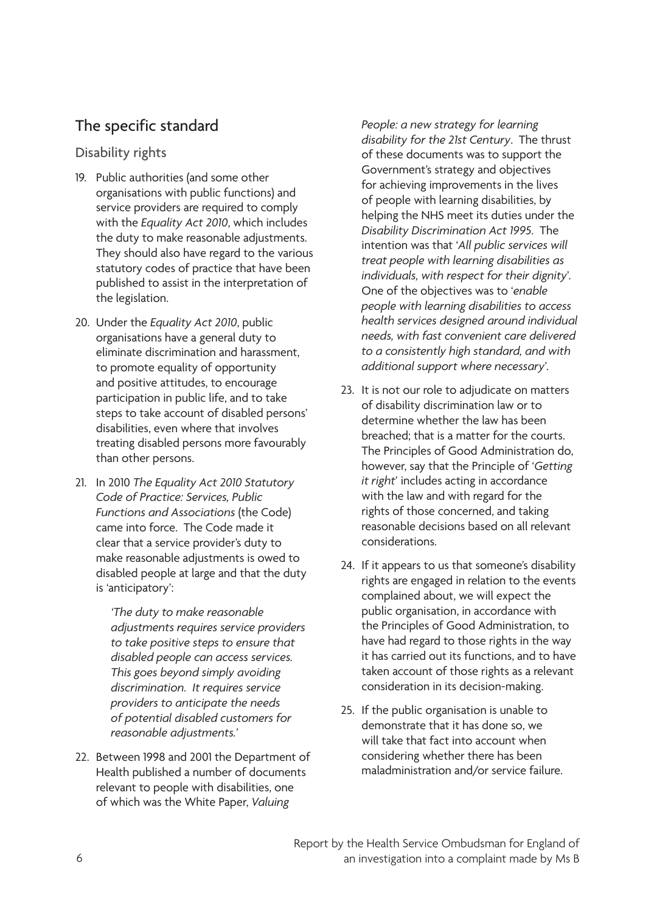## The specific standard

### Disability rights

19. Public authorities (and some other organisations with public functions) and service providers are required to comply with the *Equality Act 2010*, which includes the duty to make reasonable adjustments. They should also have regard to the various statutory codes of practice that have been published to assist in the interpretation of the legislation.

20. Under the *Equality Act 2010*, public organisations have a general duty to eliminate discrimination and harassment, to promote equality of opportunity and positive attitudes, to encourage participation in public life, and to take steps to take account of disabled persons' disabilities, even where that involves treating disabled persons more favourably than other persons.

21. In 2010 *The Equality Act 2010 Statutory Code of Practice: Services, Public Functions and Associations* (the Code) came into force. The Code made it clear that a service provider's duty to make reasonable adjustments is owed to disabled people at large and that the duty is 'anticipatory':

    *'The duty to make reasonable adjustments requires service providers to take positive steps to ensure that disabled people can access services. This goes beyond simply avoiding discrimination. It requires service providers to anticipate the needs of potential disabled customers for reasonable adjustments.'*

22. Between 1998 and 2001 the Department of Health published a number of documents relevant to people with disabilities, one of which was the White Paper, *Valuing People: a new strategy for learning disability for the 21st Century*. The thrust of these documents was to support the Government's strategy and objectives for achieving improvements in the lives of people with learning disabilities, by helping the NHS meet its duties under the *Disability Discrimination Act 1995*. The intention was that '*All public services will treat people with learning disabilities as individuals, with respect for their dignity*'. One of the objectives was to '*enable people with learning disabilities to access health services designed around individual needs, with fast convenient care delivered to a consistently high standard, and with additional support where necessary*'.

23. It is not our role to adjudicate on matters of disability discrimination law or to determine whether the law has been breached; that is a matter for the courts. The Principles of Good Administration do, however, say that the Principle of '*Getting it right*' includes acting in accordance with the law and with regard for the rights of those concerned, and taking reasonable decisions based on all relevant considerations.

24. If it appears to us that someone's disability rights are engaged in relation to the events complained about, we will expect the public organisation, in accordance with the Principles of Good Administration, to have had regard to those rights in the way it has carried out its functions, and to have taken account of those rights as a relevant consideration in its decision-making.

25. If the public organisation is unable to demonstrate that it has done so, we will take that fact into account when considering whether there has been maladministration and/or service failure.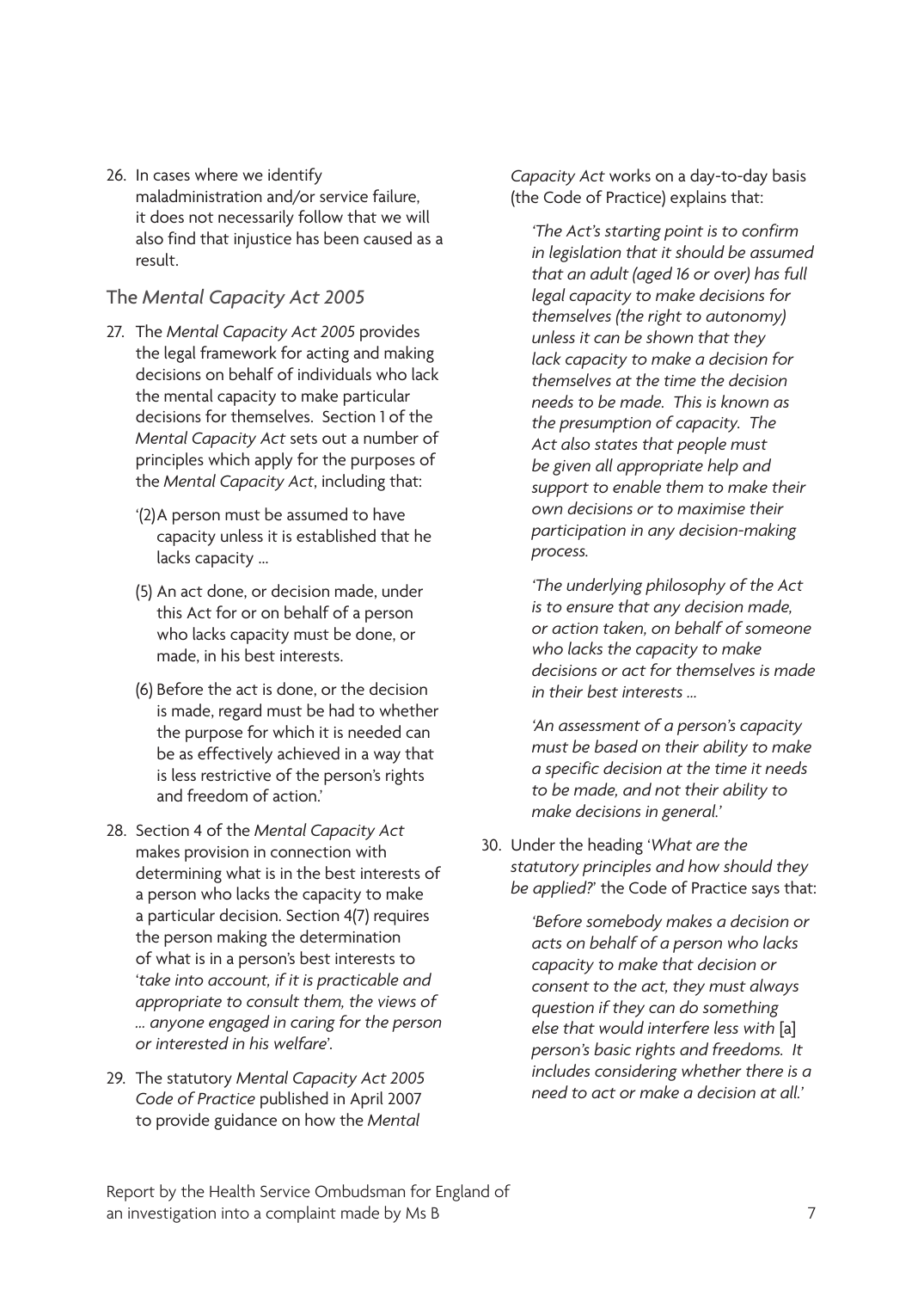26. In cases where we identify maladministration and/or service failure, it does not necessarily follow that we will also find that injustice has been caused as a result.

## The *Mental Capacity Act 2005*

27. The *Mental Capacity Act 2005* provides the legal framework for acting and making decisions on behalf of individuals who lack the mental capacity to make particular decisions for themselves. Section 1 of the *Mental Capacity Act* sets out a number of principles which apply for the purposes of the *Mental Capacity Act*, including that:

   '(2) A person must be assumed to have capacity unless it is established that he lacks capacity ...

   (5) An act done, or decision made, under this Act for or on behalf of a person who lacks capacity must be done, or made, in his best interests.

   (6) Before the act is done, or the decision is made, regard must be had to whether the purpose for which it is needed can be as effectively achieved in a way that is less restrictive of the person's rights and freedom of action.'

28. Section 4 of the *Mental Capacity Act* makes provision in connection with determining what is in the best interests of a person who lacks the capacity to make a particular decision. Section 4(7) requires the person making the determination of what is in a person's best interests to '*take into account, if it is practicable and appropriate to consult them, the views of ... anyone engaged in caring for the person or interested in his welfare*'.

29. The statutory *Mental Capacity Act 2005 Code of Practice* published in April 2007 to provide guidance on how the *Mental Capacity Act* works on a day-to-day basis (the Code of Practice) explains that:

   *'The Act's starting point is to confirm in legislation that it should be assumed that an adult (aged 16 or over) has full legal capacity to make decisions for themselves (the right to autonomy) unless it can be shown that they lack capacity to make a decision for themselves at the time the decision needs to be made. This is known as the presumption of capacity. The Act also states that people must be given all appropriate help and support to enable them to make their own decisions or to maximise their participation in any decision-making process.*

   *'The underlying philosophy of the Act is to ensure that any decision made, or action taken, on behalf of someone who lacks the capacity to make decisions or act for themselves is made in their best interests ...*

   *'An assessment of a person's capacity must be based on their ability to make a specific decision at the time it needs to be made, and not their ability to make decisions in general.'*

30. Under the heading '*What are the statutory principles and how should they be applied?*' the Code of Practice says that:

   *'Before somebody makes a decision or acts on behalf of a person who lacks capacity to make that decision or consent to the act, they must always question if they can do something else that would interfere less with* [a] *person's basic rights and freedoms. It includes considering whether there is a need to act or make a decision at all.'*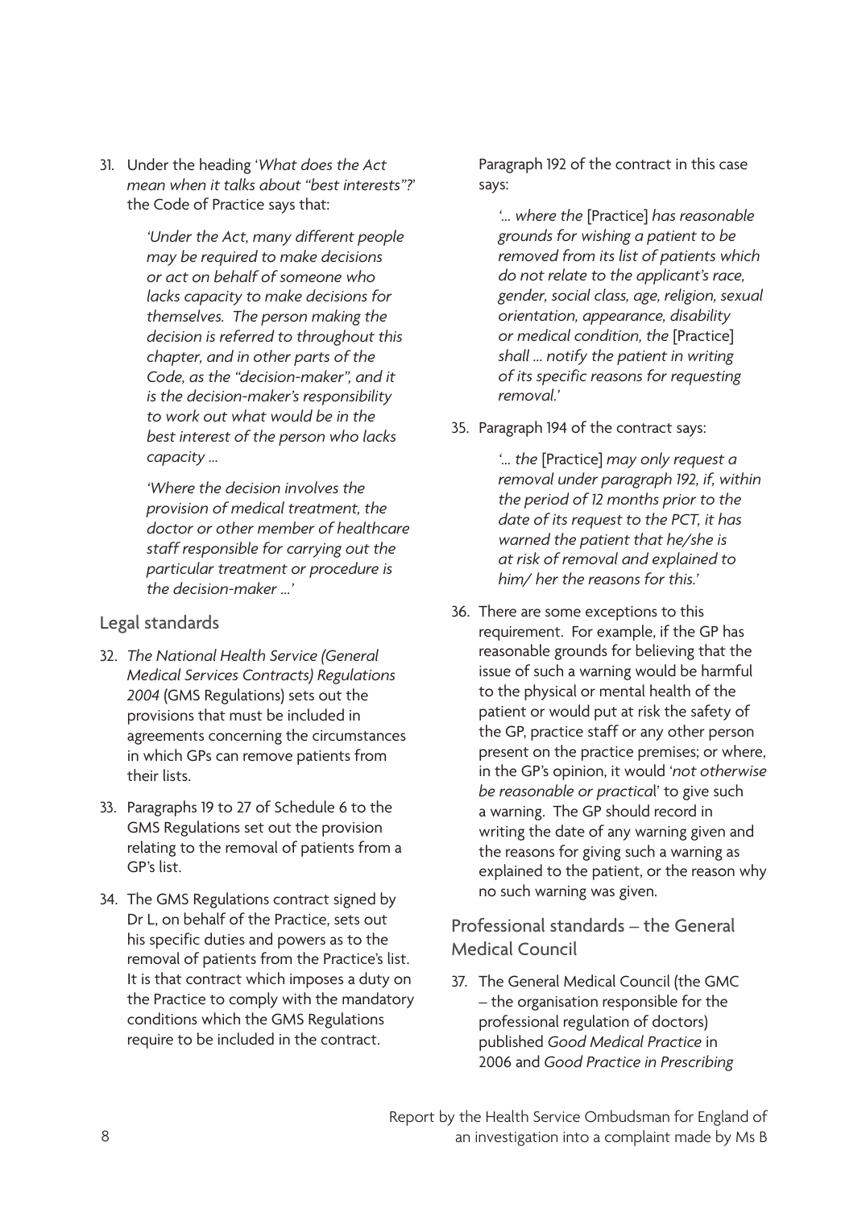31. Under the heading '*What does the Act mean when it talks about "best interests"?*' the Code of Practice says that:

    *'Under the Act, many different people may be required to make decisions or act on behalf of someone who lacks capacity to make decisions for themselves. The person making the decision is referred to throughout this chapter, and in other parts of the Code, as the "decision-maker", and it is the decision-maker's responsibility to work out what would be in the best interest of the person who lacks capacity ...*

    *'Where the decision involves the provision of medical treatment, the doctor or other member of healthcare staff responsible for carrying out the particular treatment or procedure is the decision-maker ...'*

## Legal standards

32. *The National Health Service (General Medical Services Contracts) Regulations 2004* (GMS Regulations) sets out the provisions that must be included in agreements concerning the circumstances in which GPs can remove patients from their lists.

33. Paragraphs 19 to 27 of Schedule 6 to the GMS Regulations set out the provision relating to the removal of patients from a GP's list.

34. The GMS Regulations contract signed by Dr L, on behalf of the Practice, sets out his specific duties and powers as to the removal of patients from the Practice's list. It is that contract which imposes a duty on the Practice to comply with the mandatory conditions which the GMS Regulations require to be included in the contract.

    Paragraph 192 of the contract in this case says:

    *'... where the* [Practice] *has reasonable grounds for wishing a patient to be removed from its list of patients which do not relate to the applicant's race, gender, social class, age, religion, sexual orientation, appearance, disability or medical condition, the* [Practice] *shall ... notify the patient in writing of its specific reasons for requesting removal.'*

35. Paragraph 194 of the contract says:

    *'... the* [Practice] *may only request a removal under paragraph 192, if, within the period of 12 months prior to the date of its request to the PCT, it has warned the patient that he/she is at risk of removal and explained to him/ her the reasons for this.'*

36. There are some exceptions to this requirement. For example, if the GP has reasonable grounds for believing that the issue of such a warning would be harmful to the physical or mental health of the patient or would put at risk the safety of the GP, practice staff or any other person present on the practice premises; or where, in the GP's opinion, it would '*not otherwise be reasonable or practical*' to give such a warning. The GP should record in writing the date of any warning given and the reasons for giving such a warning as explained to the patient, or the reason why no such warning was given.

## Professional standards – the General Medical Council

37. The General Medical Council (the GMC – the organisation responsible for the professional regulation of doctors) published *Good Medical Practice* in 2006 and *Good Practice in Prescribing*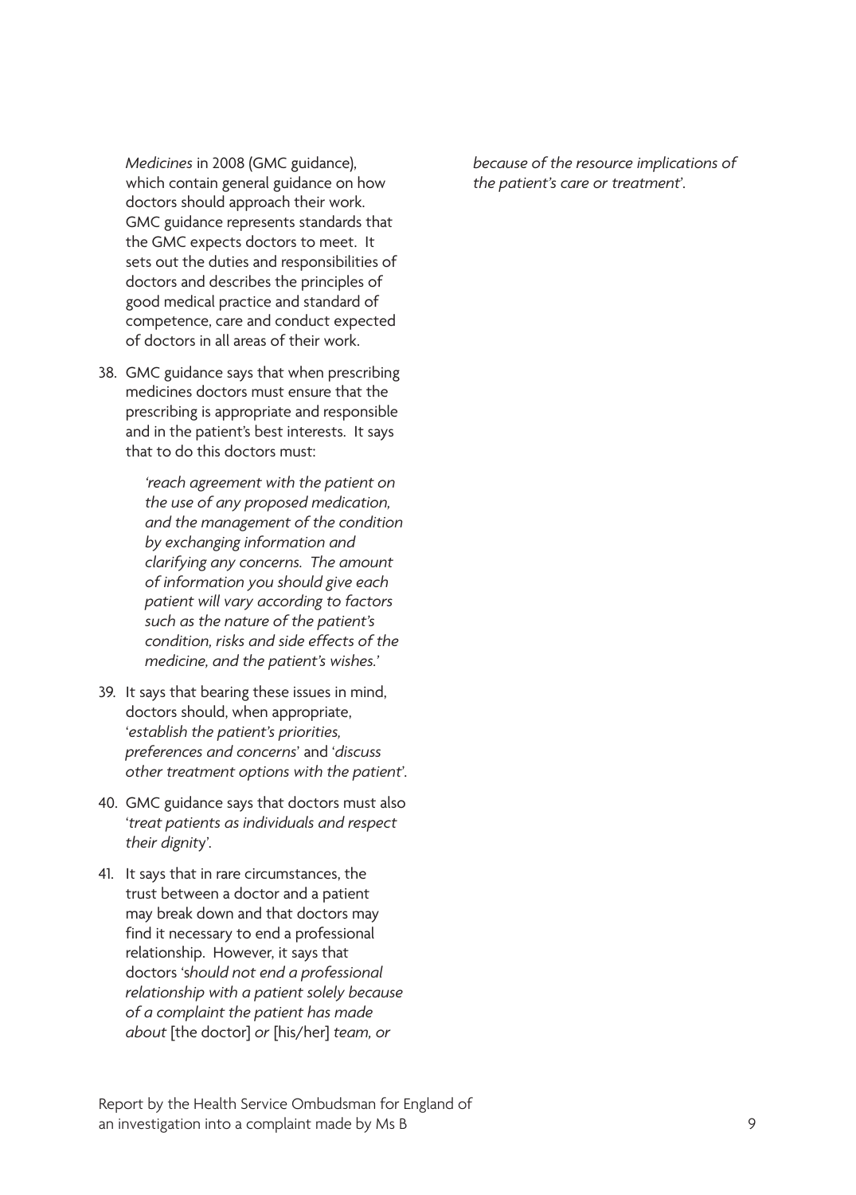*Medicines* in 2008 (GMC guidance), which contain general guidance on how doctors should approach their work. GMC guidance represents standards that the GMC expects doctors to meet. It sets out the duties and responsibilities of doctors and describes the principles of good medical practice and standard of competence, care and conduct expected of doctors in all areas of their work.

38. GMC guidance says that when prescribing medicines doctors must ensure that the prescribing is appropriate and responsible and in the patient's best interests. It says that to do this doctors must:

    *'reach agreement with the patient on the use of any proposed medication, and the management of the condition by exchanging information and clarifying any concerns. The amount of information you should give each patient will vary according to factors such as the nature of the patient's condition, risks and side effects of the medicine, and the patient's wishes.'*

39. It says that bearing these issues in mind, doctors should, when appropriate, '*establish the patient's priorities, preferences and concerns*' and '*discuss other treatment options with the patient*'.

40. GMC guidance says that doctors must also '*treat patients as individuals and respect their dignity*'.

41. It says that in rare circumstances, the trust between a doctor and a patient may break down and that doctors may find it necessary to end a professional relationship. However, it says that doctors '*should not end a professional relationship with a patient solely because of a complaint the patient has made about* [the doctor] *or* [his/her] *team, or because of the resource implications of the patient's care or treatment*'.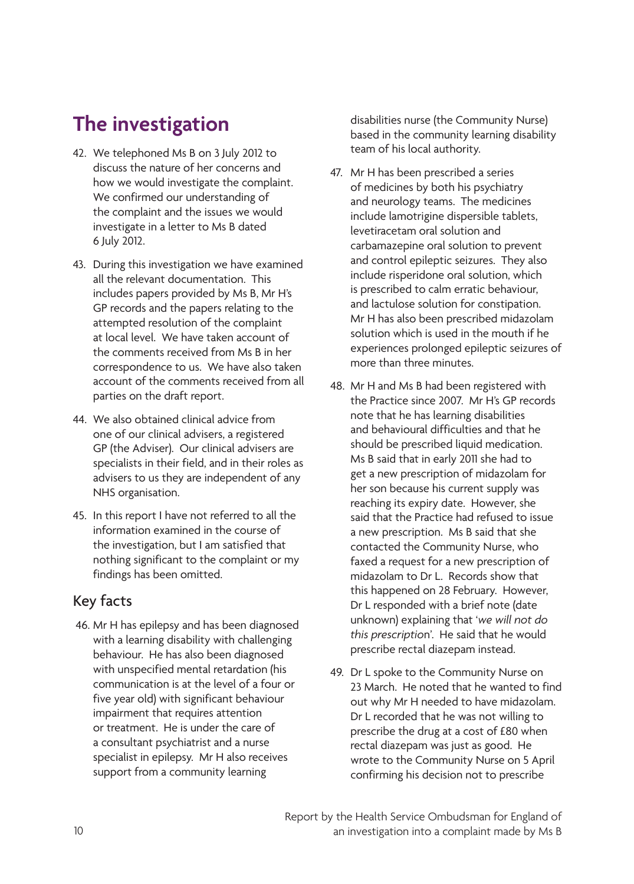## The investigation

42. We telephoned Ms B on 3 July 2012 to discuss the nature of her concerns and how we would investigate the complaint. We confirmed our understanding of the complaint and the issues we would investigate in a letter to Ms B dated 6 July 2012.

43. During this investigation we have examined all the relevant documentation. This includes papers provided by Ms B, Mr H's GP records and the papers relating to the attempted resolution of the complaint at local level. We have taken account of the comments received from Ms B in her correspondence to us. We have also taken account of the comments received from all parties on the draft report.

44. We also obtained clinical advice from one of our clinical advisers, a registered GP (the Adviser). Our clinical advisers are specialists in their field, and in their roles as advisers to us they are independent of any NHS organisation.

45. In this report I have not referred to all the information examined in the course of the investigation, but I am satisfied that nothing significant to the complaint or my findings has been omitted.

### Key facts

46. Mr H has epilepsy and has been diagnosed with a learning disability with challenging behaviour. He has also been diagnosed with unspecified mental retardation (his communication is at the level of a four or five year old) with significant behaviour impairment that requires attention or treatment. He is under the care of a consultant psychiatrist and a nurse specialist in epilepsy. Mr H also receives support from a community learning disabilities nurse (the Community Nurse) based in the community learning disability team of his local authority.

47. Mr H has been prescribed a series of medicines by both his psychiatry and neurology teams. The medicines include lamotrigine dispersible tablets, levetiracetam oral solution and carbamazepine oral solution to prevent and control epileptic seizures. They also include risperidone oral solution, which is prescribed to calm erratic behaviour, and lactulose solution for constipation. Mr H has also been prescribed midazolam solution which is used in the mouth if he experiences prolonged epileptic seizures of more than three minutes.

48. Mr H and Ms B had been registered with the Practice since 2007. Mr H's GP records note that he has learning disabilities and behavioural difficulties and that he should be prescribed liquid medication. Ms B said that in early 2011 she had to get a new prescription of midazolam for her son because his current supply was reaching its expiry date. However, she said that the Practice had refused to issue a new prescription. Ms B said that she contacted the Community Nurse, who faxed a request for a new prescription of midazolam to Dr L. Records show that this happened on 28 February. However, Dr L responded with a brief note (date unknown) explaining that '*we will not do this prescription*'. He said that he would prescribe rectal diazepam instead.

49. Dr L spoke to the Community Nurse on 23 March. He noted that he wanted to find out why Mr H needed to have midazolam. Dr L recorded that he was not willing to prescribe the drug at a cost of £80 when rectal diazepam was just as good. He wrote to the Community Nurse on 5 April confirming his decision not to prescribe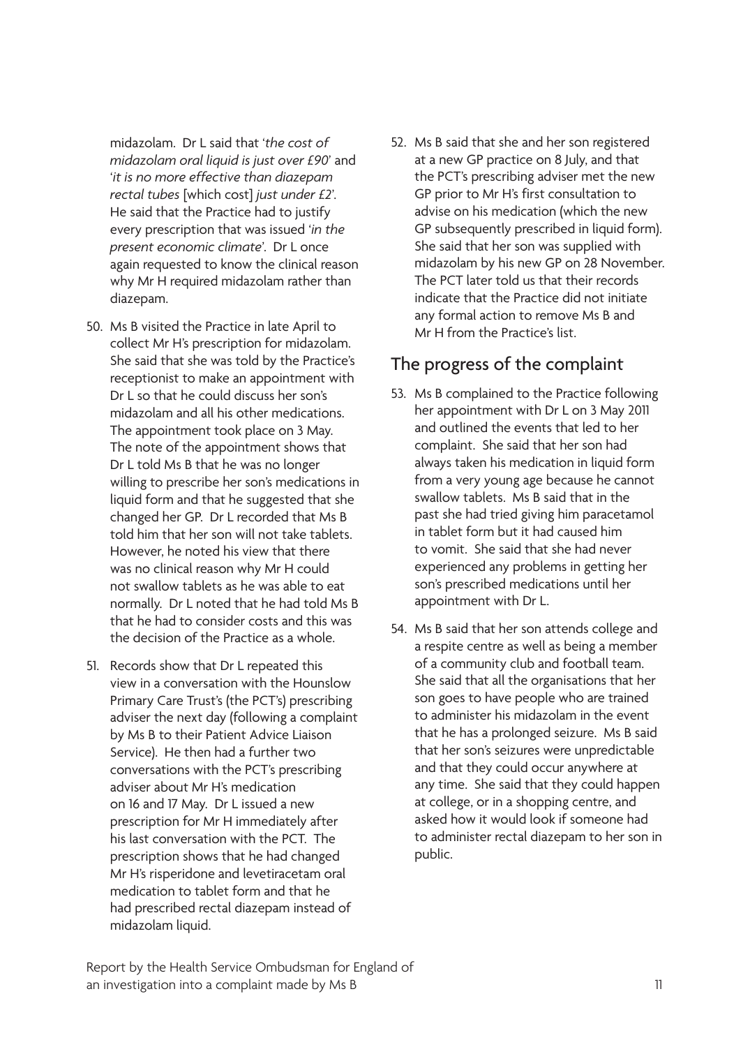midazolam. Dr L said that '*the cost of midazolam oral liquid is just over £90*' and '*it is no more effective than diazepam rectal tubes* [which cost] *just under £2*'. He said that the Practice had to justify every prescription that was issued '*in the present economic climate*'. Dr L once again requested to know the clinical reason why Mr H required midazolam rather than diazepam.

50. Ms B visited the Practice in late April to collect Mr H's prescription for midazolam. She said that she was told by the Practice's receptionist to make an appointment with Dr L so that he could discuss her son's midazolam and all his other medications. The appointment took place on 3 May. The note of the appointment shows that Dr L told Ms B that he was no longer willing to prescribe her son's medications in liquid form and that he suggested that she changed her GP. Dr L recorded that Ms B told him that her son will not take tablets. However, he noted his view that there was no clinical reason why Mr H could not swallow tablets as he was able to eat normally. Dr L noted that he had told Ms B that he had to consider costs and this was the decision of the Practice as a whole.

51. Records show that Dr L repeated this view in a conversation with the Hounslow Primary Care Trust's (the PCT's) prescribing adviser the next day (following a complaint by Ms B to their Patient Advice Liaison Service). He then had a further two conversations with the PCT's prescribing adviser about Mr H's medication on 16 and 17 May. Dr L issued a new prescription for Mr H immediately after his last conversation with the PCT. The prescription shows that he had changed Mr H's risperidone and levetiracetam oral medication to tablet form and that he had prescribed rectal diazepam instead of midazolam liquid.

52. Ms B said that she and her son registered at a new GP practice on 8 July, and that the PCT's prescribing adviser met the new GP prior to Mr H's first consultation to advise on his medication (which the new GP subsequently prescribed in liquid form). She said that her son was supplied with midazolam by his new GP on 28 November. The PCT later told us that their records indicate that the Practice did not initiate any formal action to remove Ms B and Mr H from the Practice's list.

## The progress of the complaint

53. Ms B complained to the Practice following her appointment with Dr L on 3 May 2011 and outlined the events that led to her complaint. She said that her son had always taken his medication in liquid form from a very young age because he cannot swallow tablets. Ms B said that in the past she had tried giving him paracetamol in tablet form but it had caused him to vomit. She said that she had never experienced any problems in getting her son's prescribed medications until her appointment with Dr L.

54. Ms B said that her son attends college and a respite centre as well as being a member of a community club and football team. She said that all the organisations that her son goes to have people who are trained to administer his midazolam in the event that he has a prolonged seizure. Ms B said that her son's seizures were unpredictable and that they could occur anywhere at any time. She said that they could happen at college, or in a shopping centre, and asked how it would look if someone had to administer rectal diazepam to her son in public.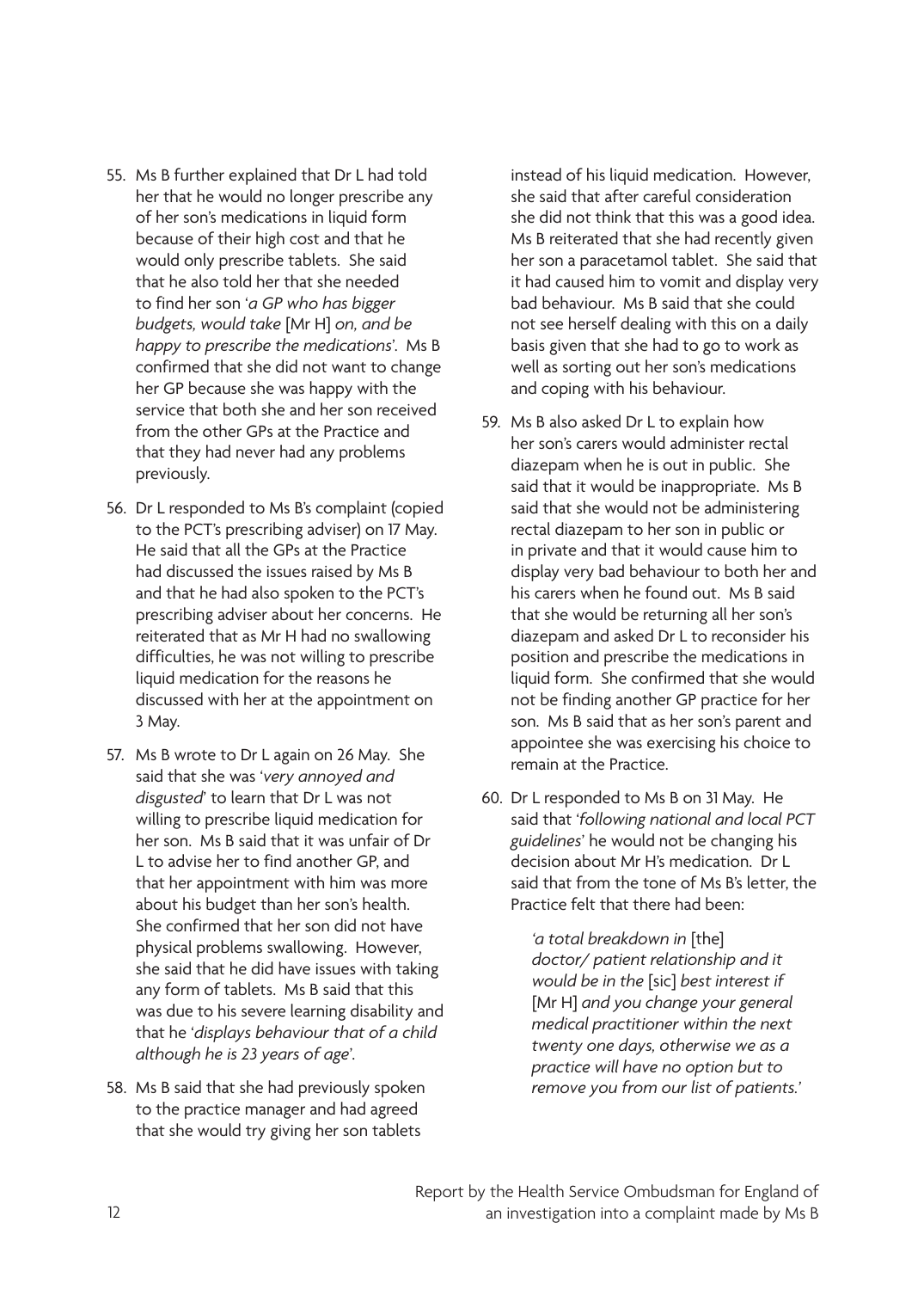55. Ms B further explained that Dr L had told her that he would no longer prescribe any of her son's medications in liquid form because of their high cost and that he would only prescribe tablets. She said that he also told her that she needed to find her son '*a GP who has bigger budgets, would take* [Mr H] *on, and be happy to prescribe the medications*'. Ms B confirmed that she did not want to change her GP because she was happy with the service that both she and her son received from the other GPs at the Practice and that they had never had any problems previously.

56. Dr L responded to Ms B's complaint (copied to the PCT's prescribing adviser) on 17 May. He said that all the GPs at the Practice had discussed the issues raised by Ms B and that he had also spoken to the PCT's prescribing adviser about her concerns. He reiterated that as Mr H had no swallowing difficulties, he was not willing to prescribe liquid medication for the reasons he discussed with her at the appointment on 3 May.

57. Ms B wrote to Dr L again on 26 May. She said that she was '*very annoyed and disgusted*' to learn that Dr L was not willing to prescribe liquid medication for her son. Ms B said that it was unfair of Dr L to advise her to find another GP, and that her appointment with him was more about his budget than her son's health. She confirmed that her son did not have physical problems swallowing. However, she said that he did have issues with taking any form of tablets. Ms B said that this was due to his severe learning disability and that he '*displays behaviour that of a child although he is 23 years of age*'.

58. Ms B said that she had previously spoken to the practice manager and had agreed that she would try giving her son tablets instead of his liquid medication. However, she said that after careful consideration she did not think that this was a good idea. Ms B reiterated that she had recently given her son a paracetamol tablet. She said that it had caused him to vomit and display very bad behaviour. Ms B said that she could not see herself dealing with this on a daily basis given that she had to go to work as well as sorting out her son's medications and coping with his behaviour.

59. Ms B also asked Dr L to explain how her son's carers would administer rectal diazepam when he is out in public. She said that it would be inappropriate. Ms B said that she would not be administering rectal diazepam to her son in public or in private and that it would cause him to display very bad behaviour to both her and his carers when he found out. Ms B said that she would be returning all her son's diazepam and asked Dr L to reconsider his position and prescribe the medications in liquid form. She confirmed that she would not be finding another GP practice for her son. Ms B said that as her son's parent and appointee she was exercising his choice to remain at the Practice.

60. Dr L responded to Ms B on 31 May. He said that '*following national and local PCT guidelines*' he would not be changing his decision about Mr H's medication. Dr L said that from the tone of Ms B's letter, the Practice felt that there had been:

> '*a total breakdown in* [the] *doctor/ patient relationship and it would be in the* [sic] *best interest if* [Mr H] *and you change your general medical practitioner within the next twenty one days, otherwise we as a practice will have no option but to remove you from our list of patients.*'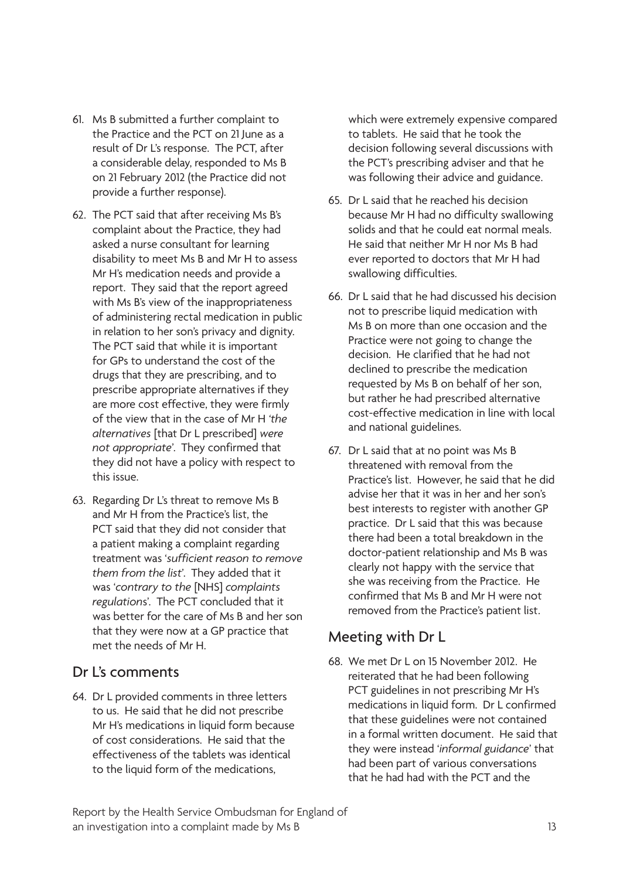61. Ms B submitted a further complaint to the Practice and the PCT on 21 June as a result of Dr L's response. The PCT, after a considerable delay, responded to Ms B on 21 February 2012 (the Practice did not provide a further response).

62. The PCT said that after receiving Ms B's complaint about the Practice, they had asked a nurse consultant for learning disability to meet Ms B and Mr H to assess Mr H's medication needs and provide a report. They said that the report agreed with Ms B's view of the inappropriateness of administering rectal medication in public in relation to her son's privacy and dignity. The PCT said that while it is important for GPs to understand the cost of the drugs that they are prescribing, and to prescribe appropriate alternatives if they are more cost effective, they were firmly of the view that in the case of Mr H '*the alternatives* [that Dr L prescribed] *were not appropriate*'. They confirmed that they did not have a policy with respect to this issue.

63. Regarding Dr L's threat to remove Ms B and Mr H from the Practice's list, the PCT said that they did not consider that a patient making a complaint regarding treatment was '*sufficient reason to remove them from the list*'. They added that it was '*contrary to the* [NHS] *complaints regulations*'. The PCT concluded that it was better for the care of Ms B and her son that they were now at a GP practice that met the needs of Mr H.

## Dr L's comments

64. Dr L provided comments in three letters to us. He said that he did not prescribe Mr H's medications in liquid form because of cost considerations. He said that the effectiveness of the tablets was identical to the liquid form of the medications, which were extremely expensive compared to tablets. He said that he took the decision following several discussions with the PCT's prescribing adviser and that he was following their advice and guidance.

65. Dr L said that he reached his decision because Mr H had no difficulty swallowing solids and that he could eat normal meals. He said that neither Mr H nor Ms B had ever reported to doctors that Mr H had swallowing difficulties.

66. Dr L said that he had discussed his decision not to prescribe liquid medication with Ms B on more than one occasion and the Practice were not going to change the decision. He clarified that he had not declined to prescribe the medication requested by Ms B on behalf of her son, but rather he had prescribed alternative cost-effective medication in line with local and national guidelines.

67. Dr L said that at no point was Ms B threatened with removal from the Practice's list. However, he said that he did advise her that it was in her and her son's best interests to register with another GP practice. Dr L said that this was because there had been a total breakdown in the doctor-patient relationship and Ms B was clearly not happy with the service that she was receiving from the Practice. He confirmed that Ms B and Mr H were not removed from the Practice's patient list.

## Meeting with Dr L

68. We met Dr L on 15 November 2012. He reiterated that he had been following PCT guidelines in not prescribing Mr H's medications in liquid form. Dr L confirmed that these guidelines were not contained in a formal written document. He said that they were instead '*informal guidance*' that had been part of various conversations that he had had with the PCT and the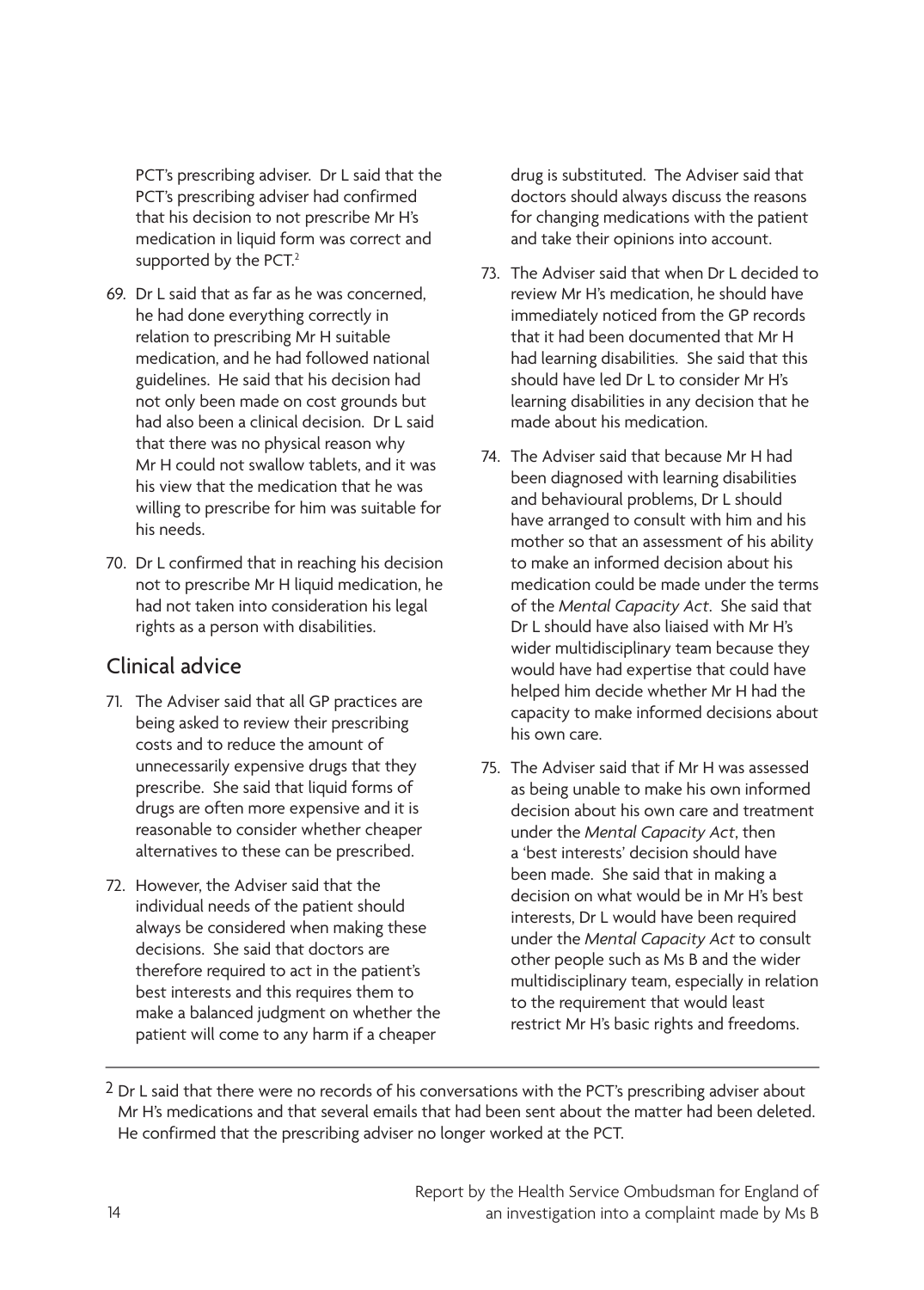PCT's prescribing adviser. Dr L said that the PCT's prescribing adviser had confirmed that his decision to not prescribe Mr H's medication in liquid form was correct and supported by the PCT.[2]

69. Dr L said that as far as he was concerned, he had done everything correctly in relation to prescribing Mr H suitable medication, and he had followed national guidelines. He said that his decision had not only been made on cost grounds but had also been a clinical decision. Dr L said that there was no physical reason why Mr H could not swallow tablets, and it was his view that the medication that he was willing to prescribe for him was suitable for his needs.

70. Dr L confirmed that in reaching his decision not to prescribe Mr H liquid medication, he had not taken into consideration his legal rights as a person with disabilities.

## Clinical advice

71. The Adviser said that all GP practices are being asked to review their prescribing costs and to reduce the amount of unnecessarily expensive drugs that they prescribe. She said that liquid forms of drugs are often more expensive and it is reasonable to consider whether cheaper alternatives to these can be prescribed.

72. However, the Adviser said that the individual needs of the patient should always be considered when making these decisions. She said that doctors are therefore required to act in the patient's best interests and this requires them to make a balanced judgment on whether the patient will come to any harm if a cheaper drug is substituted. The Adviser said that doctors should always discuss the reasons for changing medications with the patient and take their opinions into account.

73. The Adviser said that when Dr L decided to review Mr H's medication, he should have immediately noticed from the GP records that it had been documented that Mr H had learning disabilities. She said that this should have led Dr L to consider Mr H's learning disabilities in any decision that he made about his medication.

74. The Adviser said that because Mr H had been diagnosed with learning disabilities and behavioural problems, Dr L should have arranged to consult with him and his mother so that an assessment of his ability to make an informed decision about his medication could be made under the terms of the *Mental Capacity Act*. She said that Dr L should have also liaised with Mr H's wider multidisciplinary team because they would have had expertise that could have helped him decide whether Mr H had the capacity to make informed decisions about his own care.

75. The Adviser said that if Mr H was assessed as being unable to make his own informed decision about his own care and treatment under the *Mental Capacity Act*, then a 'best interests' decision should have been made. She said that in making a decision on what would be in Mr H's best interests, Dr L would have been required under the *Mental Capacity Act* to consult other people such as Ms B and the wider multidisciplinary team, especially in relation to the requirement that would least restrict Mr H's basic rights and freedoms.

---

[2] Dr L said that there were no records of his conversations with the PCT's prescribing adviser about Mr H's medications and that several emails that had been sent about the matter had been deleted. He confirmed that the prescribing adviser no longer worked at the PCT.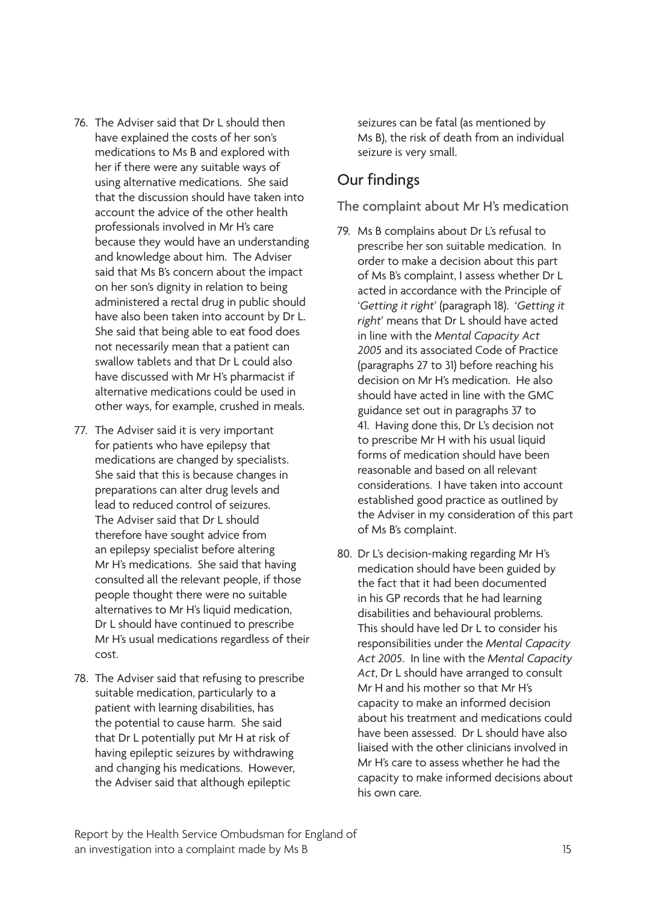76. The Adviser said that Dr L should then have explained the costs of her son's medications to Ms B and explored with her if there were any suitable ways of using alternative medications. She said that the discussion should have taken into account the advice of the other health professionals involved in Mr H's care because they would have an understanding and knowledge about him. The Adviser said that Ms B's concern about the impact on her son's dignity in relation to being administered a rectal drug in public should have also been taken into account by Dr L. She said that being able to eat food does not necessarily mean that a patient can swallow tablets and that Dr L could also have discussed with Mr H's pharmacist if alternative medications could be used in other ways, for example, crushed in meals.

77. The Adviser said it is very important for patients who have epilepsy that medications are changed by specialists. She said that this is because changes in preparations can alter drug levels and lead to reduced control of seizures. The Adviser said that Dr L should therefore have sought advice from an epilepsy specialist before altering Mr H's medications. She said that having consulted all the relevant people, if those people thought there were no suitable alternatives to Mr H's liquid medication, Dr L should have continued to prescribe Mr H's usual medications regardless of their cost.

78. The Adviser said that refusing to prescribe suitable medication, particularly to a patient with learning disabilities, has the potential to cause harm. She said that Dr L potentially put Mr H at risk of having epileptic seizures by withdrawing and changing his medications. However, the Adviser said that although epileptic seizures can be fatal (as mentioned by Ms B), the risk of death from an individual seizure is very small.

## Our findings

### The complaint about Mr H's medication

79. Ms B complains about Dr L's refusal to prescribe her son suitable medication. In order to make a decision about this part of Ms B's complaint, I assess whether Dr L acted in accordance with the Principle of '*Getting it right*' (paragraph 18). '*Getting it right*' means that Dr L should have acted in line with the *Mental Capacity Act 2005* and its associated Code of Practice (paragraphs 27 to 31) before reaching his decision on Mr H's medication. He also should have acted in line with the GMC guidance set out in paragraphs 37 to 41. Having done this, Dr L's decision not to prescribe Mr H with his usual liquid forms of medication should have been reasonable and based on all relevant considerations. I have taken into account established good practice as outlined by the Adviser in my consideration of this part of Ms B's complaint.

80. Dr L's decision-making regarding Mr H's medication should have been guided by the fact that it had been documented in his GP records that he had learning disabilities and behavioural problems. This should have led Dr L to consider his responsibilities under the *Mental Capacity Act 2005*. In line with the *Mental Capacity Act*, Dr L should have arranged to consult Mr H and his mother so that Mr H's capacity to make an informed decision about his treatment and medications could have been assessed. Dr L should have also liaised with the other clinicians involved in Mr H's care to assess whether he had the capacity to make informed decisions about his own care.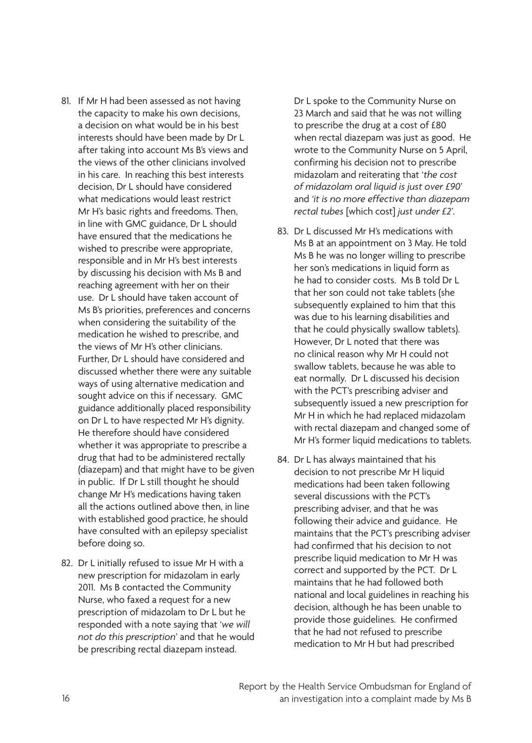81. If Mr H had been assessed as not having the capacity to make his own decisions, a decision on what would be in his best interests should have been made by Dr L after taking into account Ms B's views and the views of the other clinicians involved in his care. In reaching this best interests decision, Dr L should have considered what medications would least restrict Mr H's basic rights and freedoms. Then, in line with GMC guidance, Dr L should have ensured that the medications he wished to prescribe were appropriate, responsible and in Mr H's best interests by discussing his decision with Ms B and reaching agreement with her on their use. Dr L should have taken account of Ms B's priorities, preferences and concerns when considering the suitability of the medication he wished to prescribe, and the views of Mr H's other clinicians. Further, Dr L should have considered and discussed whether there were any suitable ways of using alternative medication and sought advice on this if necessary. GMC guidance additionally placed responsibility on Dr L to have respected Mr H's dignity. He therefore should have considered whether it was appropriate to prescribe a drug that had to be administered rectally (diazepam) and that might have to be given in public. If Dr L still thought he should change Mr H's medications having taken all the actions outlined above then, in line with established good practice, he should have consulted with an epilepsy specialist before doing so.

82. Dr L initially refused to issue Mr H with a new prescription for midazolam in early 2011. Ms B contacted the Community Nurse, who faxed a request for a new prescription of midazolam to Dr L but he responded with a note saying that '*we will not do this prescription*' and that he would be prescribing rectal diazepam instead. Dr L spoke to the Community Nurse on 23 March and said that he was not willing to prescribe the drug at a cost of £80 when rectal diazepam was just as good. He wrote to the Community Nurse on 5 April, confirming his decision not to prescribe midazolam and reiterating that '*the cost of midazolam oral liquid is just over £90*' and '*it is no more effective than diazepam rectal tubes* [which cost] *just under £2*'.

83. Dr L discussed Mr H's medications with Ms B at an appointment on 3 May. He told Ms B he was no longer willing to prescribe her son's medications in liquid form as he had to consider costs. Ms B told Dr L that her son could not take tablets (she subsequently explained to him that this was due to his learning disabilities and that he could physically swallow tablets). However, Dr L noted that there was no clinical reason why Mr H could not swallow tablets, because he was able to eat normally. Dr L discussed his decision with the PCT's prescribing adviser and subsequently issued a new prescription for Mr H in which he had replaced midazolam with rectal diazepam and changed some of Mr H's former liquid medications to tablets.

84. Dr L has always maintained that his decision to not prescribe Mr H liquid medications had been taken following several discussions with the PCT's prescribing adviser, and that he was following their advice and guidance. He maintains that the PCT's prescribing adviser had confirmed that his decision to not prescribe liquid medication to Mr H was correct and supported by the PCT. Dr L maintains that he had followed both national and local guidelines in reaching his decision, although he has been unable to provide those guidelines. He confirmed that he had not refused to prescribe medication to Mr H but had prescribed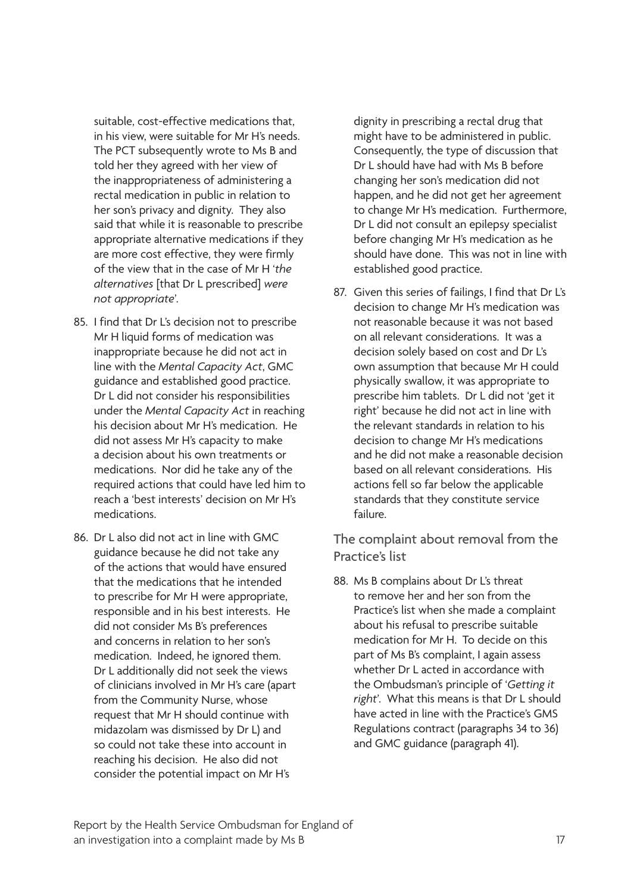suitable, cost-effective medications that, in his view, were suitable for Mr H's needs. The PCT subsequently wrote to Ms B and told her they agreed with her view of the inappropriateness of administering a rectal medication in public in relation to her son's privacy and dignity. They also said that while it is reasonable to prescribe appropriate alternative medications if they are more cost effective, they were firmly of the view that in the case of Mr H '*the alternatives* [that Dr L prescribed] *were not appropriate*'.

85. I find that Dr L's decision not to prescribe Mr H liquid forms of medication was inappropriate because he did not act in line with the *Mental Capacity Act*, GMC guidance and established good practice. Dr L did not consider his responsibilities under the *Mental Capacity Act* in reaching his decision about Mr H's medication. He did not assess Mr H's capacity to make a decision about his own treatments or medications. Nor did he take any of the required actions that could have led him to reach a 'best interests' decision on Mr H's medications.

86. Dr L also did not act in line with GMC guidance because he did not take any of the actions that would have ensured that the medications that he intended to prescribe for Mr H were appropriate, responsible and in his best interests. He did not consider Ms B's preferences and concerns in relation to her son's medication. Indeed, he ignored them. Dr L additionally did not seek the views of clinicians involved in Mr H's care (apart from the Community Nurse, whose request that Mr H should continue with midazolam was dismissed by Dr L) and so could not take these into account in reaching his decision. He also did not consider the potential impact on Mr H's dignity in prescribing a rectal drug that might have to be administered in public. Consequently, the type of discussion that Dr L should have had with Ms B before changing her son's medication did not happen, and he did not get her agreement to change Mr H's medication. Furthermore, Dr L did not consult an epilepsy specialist before changing Mr H's medication as he should have done. This was not in line with established good practice.

87. Given this series of failings, I find that Dr L's decision to change Mr H's medication was not reasonable because it was not based on all relevant considerations. It was a decision solely based on cost and Dr L's own assumption that because Mr H could physically swallow, it was appropriate to prescribe him tablets. Dr L did not 'get it right' because he did not act in line with the relevant standards in relation to his decision to change Mr H's medications and he did not make a reasonable decision based on all relevant considerations. His actions fell so far below the applicable standards that they constitute service failure.

## The complaint about removal from the Practice's list

88. Ms B complains about Dr L's threat to remove her and her son from the Practice's list when she made a complaint about his refusal to prescribe suitable medication for Mr H. To decide on this part of Ms B's complaint, I again assess whether Dr L acted in accordance with the Ombudsman's principle of '*Getting it right*'. What this means is that Dr L should have acted in line with the Practice's GMS Regulations contract (paragraphs 34 to 36) and GMC guidance (paragraph 41).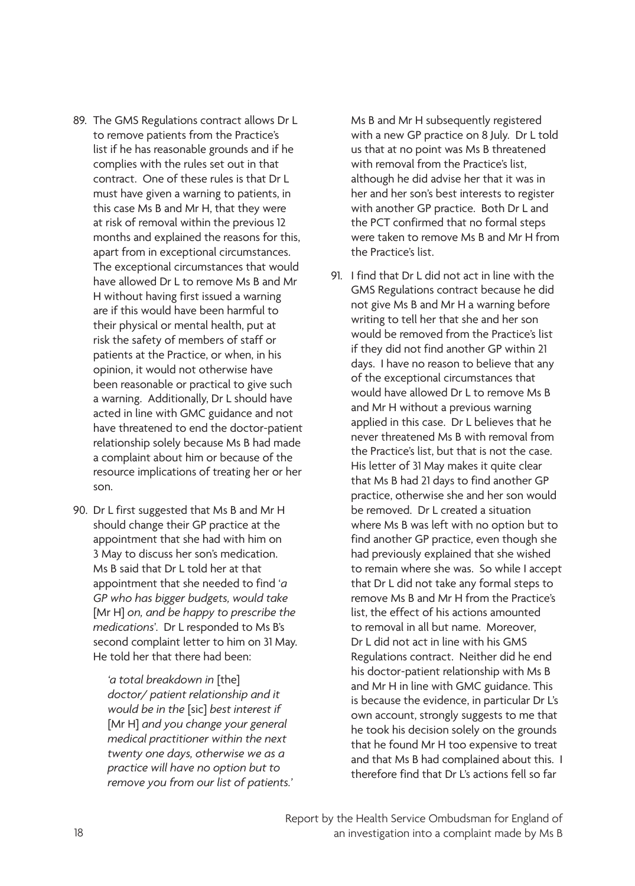89. The GMS Regulations contract allows Dr L to remove patients from the Practice's list if he has reasonable grounds and if he complies with the rules set out in that contract. One of these rules is that Dr L must have given a warning to patients, in this case Ms B and Mr H, that they were at risk of removal within the previous 12 months and explained the reasons for this, apart from in exceptional circumstances. The exceptional circumstances that would have allowed Dr L to remove Ms B and Mr H without having first issued a warning are if this would have been harmful to their physical or mental health, put at risk the safety of members of staff or patients at the Practice, or when, in his opinion, it would not otherwise have been reasonable or practical to give such a warning. Additionally, Dr L should have acted in line with GMC guidance and not have threatened to end the doctor-patient relationship solely because Ms B had made a complaint about him or because of the resource implications of treating her or her son.

90. Dr L first suggested that Ms B and Mr H should change their GP practice at the appointment that she had with him on 3 May to discuss her son's medication. Ms B said that Dr L told her at that appointment that she needed to find '*a GP who has bigger budgets, would take* [Mr H] *on, and be happy to prescribe the medications*'. Dr L responded to Ms B's second complaint letter to him on 31 May. He told her that there had been:

    '*a total breakdown in* [the] *doctor/ patient relationship and it would be in the* [sic] *best interest if* [Mr H] *and you change your general medical practitioner within the next twenty one days, otherwise we as a practice will have no option but to remove you from our list of patients.*'

    Ms B and Mr H subsequently registered with a new GP practice on 8 July. Dr L told us that at no point was Ms B threatened with removal from the Practice's list, although he did advise her that it was in her and her son's best interests to register with another GP practice. Both Dr L and the PCT confirmed that no formal steps were taken to remove Ms B and Mr H from the Practice's list.

91. I find that Dr L did not act in line with the GMS Regulations contract because he did not give Ms B and Mr H a warning before writing to tell her that she and her son would be removed from the Practice's list if they did not find another GP within 21 days. I have no reason to believe that any of the exceptional circumstances that would have allowed Dr L to remove Ms B and Mr H without a previous warning applied in this case. Dr L believes that he never threatened Ms B with removal from the Practice's list, but that is not the case. His letter of 31 May makes it quite clear that Ms B had 21 days to find another GP practice, otherwise she and her son would be removed. Dr L created a situation where Ms B was left with no option but to find another GP practice, even though she had previously explained that she wished to remain where she was. So while I accept that Dr L did not take any formal steps to remove Ms B and Mr H from the Practice's list, the effect of his actions amounted to removal in all but name. Moreover, Dr L did not act in line with his GMS Regulations contract. Neither did he end his doctor-patient relationship with Ms B and Mr H in line with GMC guidance. This is because the evidence, in particular Dr L's own account, strongly suggests to me that he took his decision solely on the grounds that he found Mr H too expensive to treat and that Ms B had complained about this. I therefore find that Dr L's actions fell so far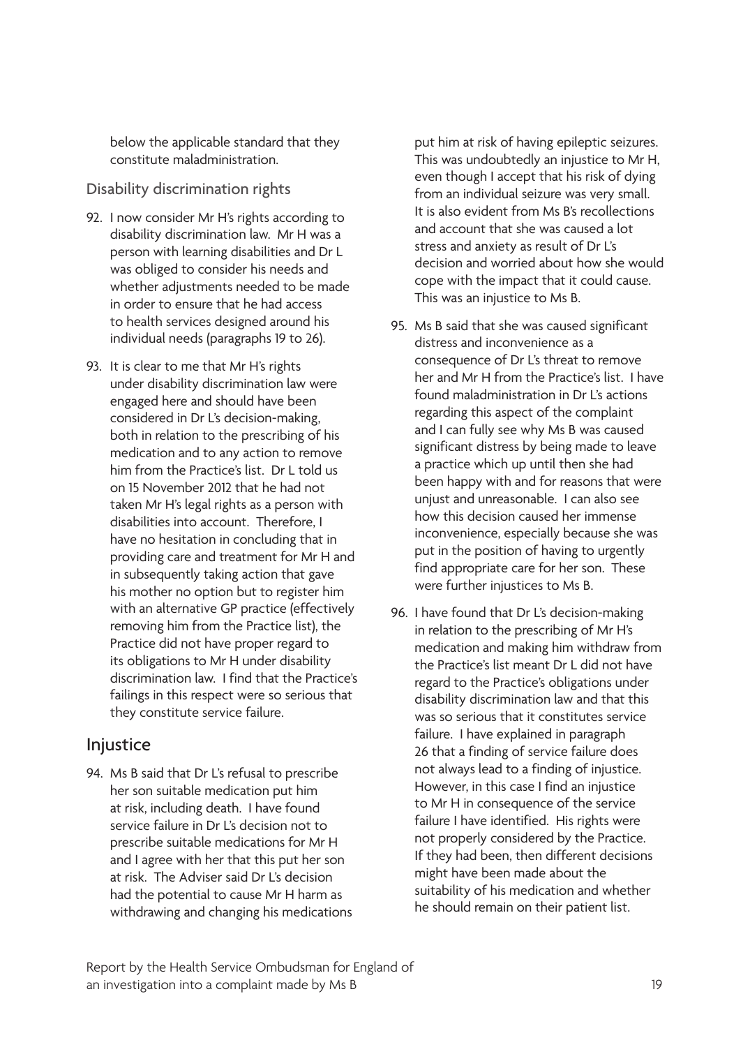below the applicable standard that they constitute maladministration.

### Disability discrimination rights

92. I now consider Mr H's rights according to disability discrimination law. Mr H was a person with learning disabilities and Dr L was obliged to consider his needs and whether adjustments needed to be made in order to ensure that he had access to health services designed around his individual needs (paragraphs 19 to 26).

93. It is clear to me that Mr H's rights under disability discrimination law were engaged here and should have been considered in Dr L's decision-making, both in relation to the prescribing of his medication and to any action to remove him from the Practice's list. Dr L told us on 15 November 2012 that he had not taken Mr H's legal rights as a person with disabilities into account. Therefore, I have no hesitation in concluding that in providing care and treatment for Mr H and in subsequently taking action that gave his mother no option but to register him with an alternative GP practice (effectively removing him from the Practice list), the Practice did not have proper regard to its obligations to Mr H under disability discrimination law. I find that the Practice's failings in this respect were so serious that they constitute service failure.

## Injustice

94. Ms B said that Dr L's refusal to prescribe her son suitable medication put him at risk, including death. I have found service failure in Dr L's decision not to prescribe suitable medications for Mr H and I agree with her that this put her son at risk. The Adviser said Dr L's decision had the potential to cause Mr H harm as withdrawing and changing his medications put him at risk of having epileptic seizures. This was undoubtedly an injustice to Mr H, even though I accept that his risk of dying from an individual seizure was very small. It is also evident from Ms B's recollections and account that she was caused a lot stress and anxiety as result of Dr L's decision and worried about how she would cope with the impact that it could cause. This was an injustice to Ms B.

95. Ms B said that she was caused significant distress and inconvenience as a consequence of Dr L's threat to remove her and Mr H from the Practice's list. I have found maladministration in Dr L's actions regarding this aspect of the complaint and I can fully see why Ms B was caused significant distress by being made to leave a practice which up until then she had been happy with and for reasons that were unjust and unreasonable. I can also see how this decision caused her immense inconvenience, especially because she was put in the position of having to urgently find appropriate care for her son. These were further injustices to Ms B.

96. I have found that Dr L's decision-making in relation to the prescribing of Mr H's medication and making him withdraw from the Practice's list meant Dr L did not have regard to the Practice's obligations under disability discrimination law and that this was so serious that it constitutes service failure. I have explained in paragraph 26 that a finding of service failure does not always lead to a finding of injustice. However, in this case I find an injustice to Mr H in consequence of the service failure I have identified. His rights were not properly considered by the Practice. If they had been, then different decisions might have been made about the suitability of his medication and whether he should remain on their patient list.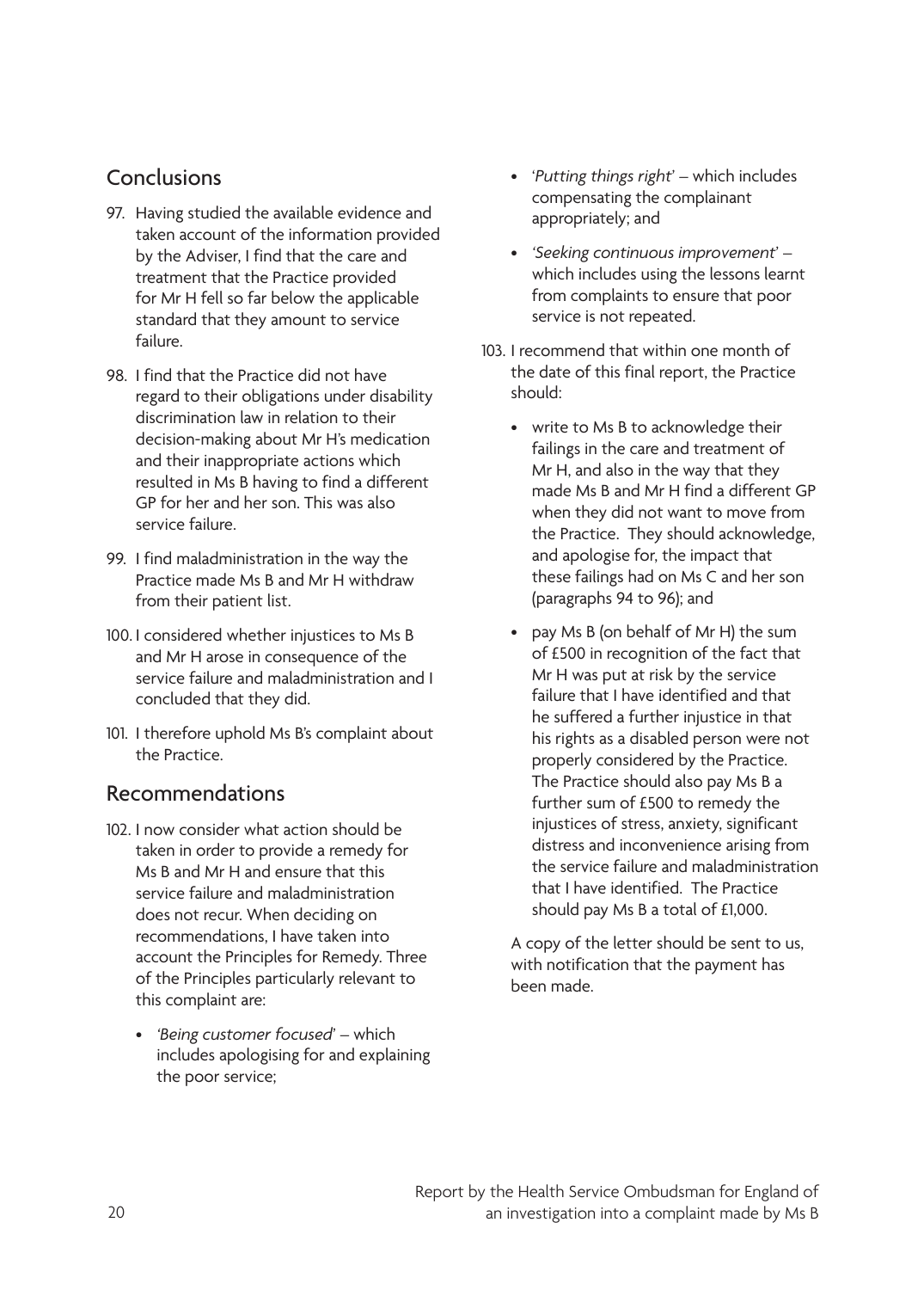## Conclusions

97. Having studied the available evidence and taken account of the information provided by the Adviser, I find that the care and treatment that the Practice provided for Mr H fell so far below the applicable standard that they amount to service failure.

98. I find that the Practice did not have regard to their obligations under disability discrimination law in relation to their decision-making about Mr H's medication and their inappropriate actions which resulted in Ms B having to find a different GP for her and her son. This was also service failure.

99. I find maladministration in the way the Practice made Ms B and Mr H withdraw from their patient list.

100. I considered whether injustices to Ms B and Mr H arose in consequence of the service failure and maladministration and I concluded that they did.

101. I therefore uphold Ms B's complaint about the Practice.

## Recommendations

102. I now consider what action should be taken in order to provide a remedy for Ms B and Mr H and ensure that this service failure and maladministration does not recur. When deciding on recommendations, I have taken into account the Principles for Remedy. Three of the Principles particularly relevant to this complaint are:

    - *'Being customer focused'* – which includes apologising for and explaining the poor service;
    - '*Putting things right*' – which includes compensating the complainant appropriately; and
    - *'Seeking continuous improvement'* – which includes using the lessons learnt from complaints to ensure that poor service is not repeated.

103. I recommend that within one month of the date of this final report, the Practice should:

    - write to Ms B to acknowledge their failings in the care and treatment of Mr H, and also in the way that they made Ms B and Mr H find a different GP when they did not want to move from the Practice. They should acknowledge, and apologise for, the impact that these failings had on Ms C and her son (paragraphs 94 to 96); and
    - pay Ms B (on behalf of Mr H) the sum of £500 in recognition of the fact that Mr H was put at risk by the service failure that I have identified and that he suffered a further injustice in that his rights as a disabled person were not properly considered by the Practice. The Practice should also pay Ms B a further sum of £500 to remedy the injustices of stress, anxiety, significant distress and inconvenience arising from the service failure and maladministration that I have identified. The Practice should pay Ms B a total of £1,000.

    A copy of the letter should be sent to us, with notification that the payment has been made.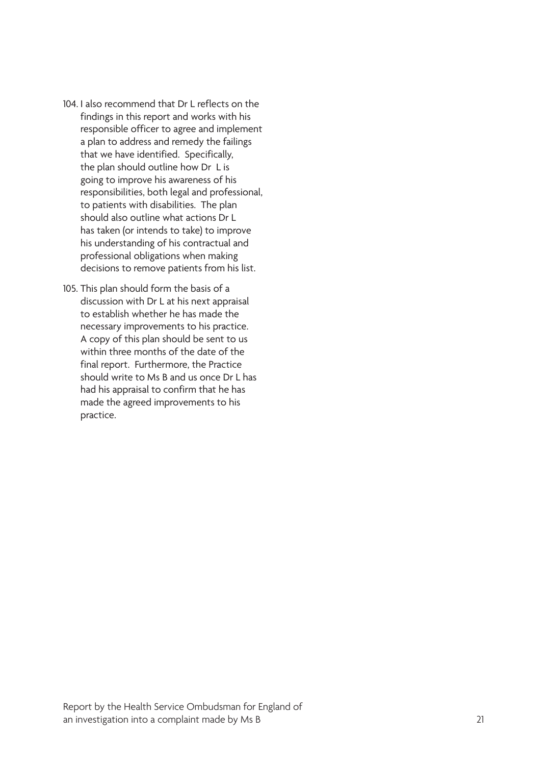104. I also recommend that Dr L reflects on the findings in this report and works with his responsible officer to agree and implement a plan to address and remedy the failings that we have identified. Specifically, the plan should outline how Dr L is going to improve his awareness of his responsibilities, both legal and professional, to patients with disabilities. The plan should also outline what actions Dr L has taken (or intends to take) to improve his understanding of his contractual and professional obligations when making decisions to remove patients from his list.

105. This plan should form the basis of a discussion with Dr L at his next appraisal to establish whether he has made the necessary improvements to his practice. A copy of this plan should be sent to us within three months of the date of the final report. Furthermore, the Practice should write to Ms B and us once Dr L has had his appraisal to confirm that he has made the agreed improvements to his practice.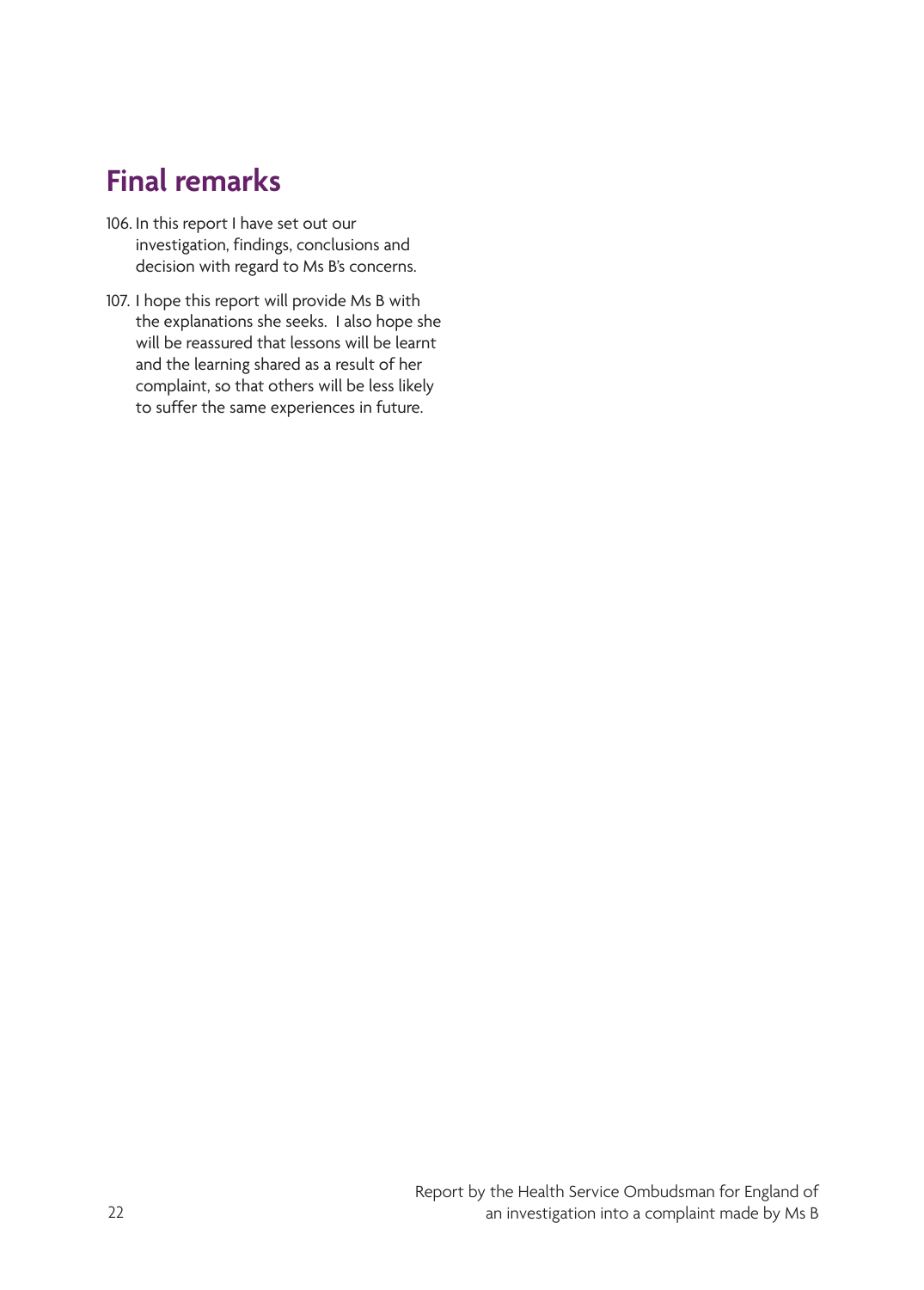## Final remarks

106. In this report I have set out our investigation, findings, conclusions and decision with regard to Ms B's concerns.

107. I hope this report will provide Ms B with the explanations she seeks. I also hope she will be reassured that lessons will be learnt and the learning shared as a result of her complaint, so that others will be less likely to suffer the same experiences in future.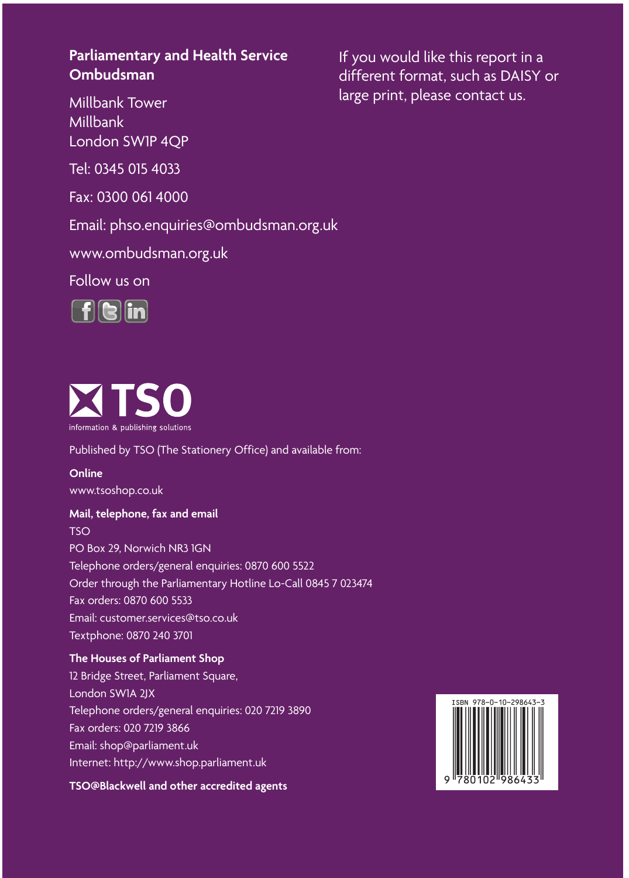**Parliamentary and Health Service Ombudsman**

Millbank Tower
Millbank
London SW1P 4QP

Tel: 0345 015 4033

Fax: 0300 061 4000

Email: phso.enquiries@ombudsman.org.uk

www.ombudsman.org.uk

Follow us on

If you would like this report in a different format, such as DAISY or large print, please contact us.

TSO
information & publishing solutions

Published by TSO (The Stationery Office) and available from:

**Online**
www.tsoshop.co.uk

**Mail, telephone, fax and email**
TSO
PO Box 29, Norwich NR3 1GN
Telephone orders/general enquiries: 0870 600 5522
Order through the Parliamentary Hotline Lo-Call 0845 7 023474
Fax orders: 0870 600 5533
Email: customer.services@tso.co.uk
Textphone: 0870 240 3701

**The Houses of Parliament Shop**
12 Bridge Street, Parliament Square,
London SW1A 2JX
Telephone orders/general enquiries: 020 7219 3890
Fax orders: 020 7219 3866
Email: shop@parliament.uk
Internet: http://www.shop.parliament.uk

**TSO@Blackwell and other accredited agents**

ISBN 978-0-10-298643-3

9 780102 986433